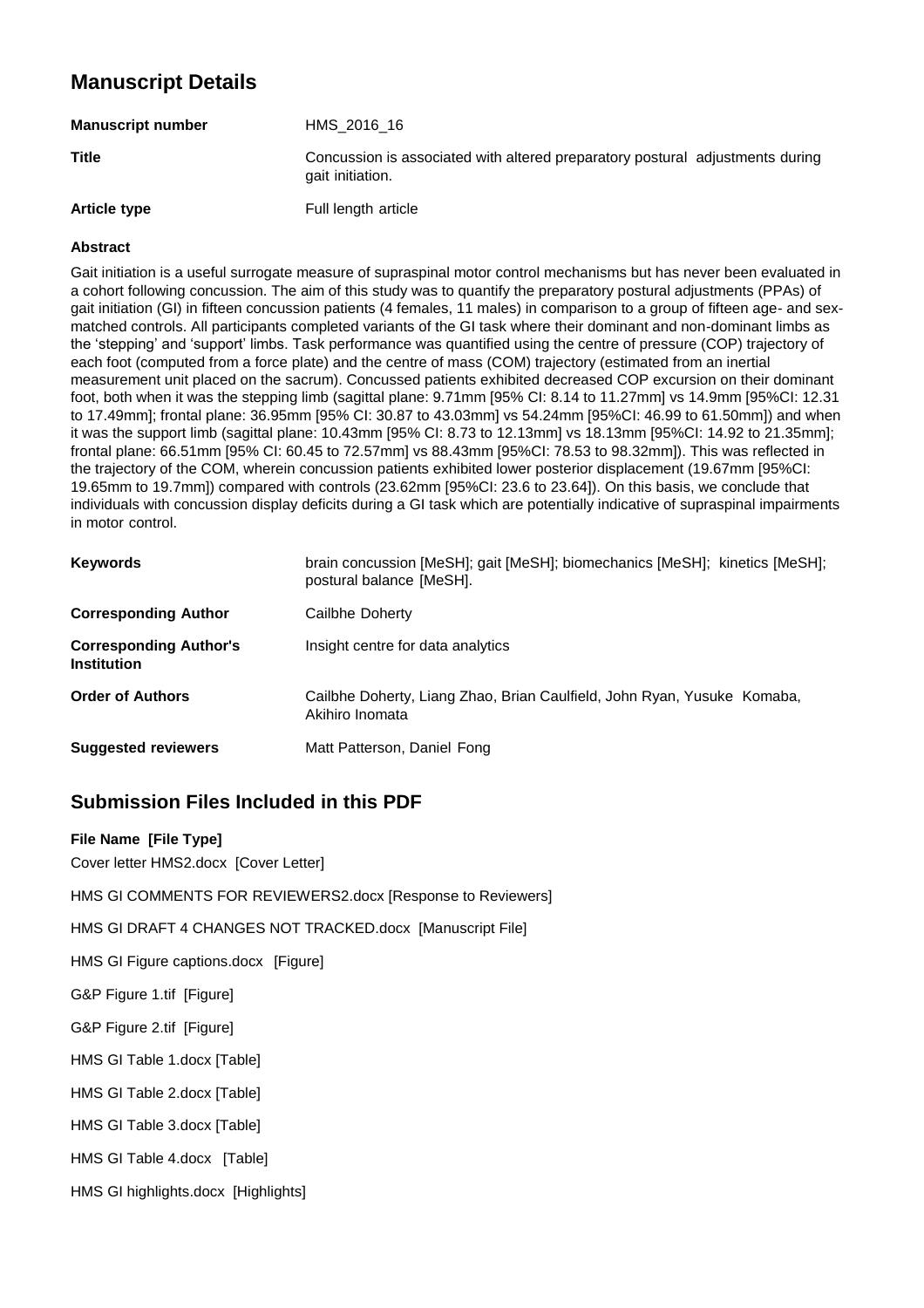# Manuscript Details

| | |
|---|---|
| **Manuscript number** | HMS_2016_16 |
| **Title** | Concussion is associated with altered preparatory postural adjustments during gait initiation. |
| **Article type** | Full length article |

### Abstract

Gait initiation is a useful surrogate measure of supraspinal motor control mechanisms but has never been evaluated in a cohort following concussion. The aim of this study was to quantify the preparatory postural adjustments (PPAs) of gait initiation (GI) in fifteen concussion patients (4 females, 11 males) in comparison to a group of fifteen age- and sex-matched controls. All participants completed variants of the GI task where their dominant and non-dominant limbs as the 'stepping' and 'support' limbs. Task performance was quantified using the centre of pressure (COP) trajectory of each foot (computed from a force plate) and the centre of mass (COM) trajectory (estimated from an inertial measurement unit placed on the sacrum). Concussed patients exhibited decreased COP excursion on their dominant foot, both when it was the stepping limb (sagittal plane: 9.71mm [95% CI: 8.14 to 11.27mm] vs 14.9mm [95%CI: 12.31 to 17.49mm]; frontal plane: 36.95mm [95% CI: 30.87 to 43.03mm] vs 54.24mm [95%CI: 46.99 to 61.50mm]) and when it was the support limb (sagittal plane: 10.43mm [95% CI: 8.73 to 12.13mm] vs 18.13mm [95%CI: 14.92 to 21.35mm]; frontal plane: 66.51mm [95% CI: 60.45 to 72.57mm] vs 88.43mm [95%CI: 78.53 to 98.32mm]). This was reflected in the trajectory of the COM, wherein concussion patients exhibited lower posterior displacement (19.67mm [95%CI: 19.65mm to 19.7mm]) compared with controls (23.62mm [95%CI: 23.6 to 23.64]). On this basis, we conclude that individuals with concussion display deficits during a GI task which are potentially indicative of supraspinal impairments in motor control.

| | |
|---|---|
| **Keywords** | brain concussion [MeSH]; gait [MeSH]; biomechanics [MeSH]; kinetics [MeSH]; postural balance [MeSH]. |
| **Corresponding Author** | Cailbhe Doherty |
| **Corresponding Author's Institution** | Insight centre for data analytics |
| **Order of Authors** | Cailbhe Doherty, Liang Zhao, Brian Caulfield, John Ryan, Yusuke Komaba, Akihiro Inomata |
| **Suggested reviewers** | Matt Patterson, Daniel Fong |

# Submission Files Included in this PDF

**File Name [File Type]**

Cover letter HMS2.docx [Cover Letter]

HMS GI COMMENTS FOR REVIEWERS2.docx [Response to Reviewers]

HMS GI DRAFT 4 CHANGES NOT TRACKED.docx [Manuscript File]

HMS GI Figure captions.docx [Figure]

G&P Figure 1.tif [Figure]

G&P Figure 2.tif [Figure]

HMS GI Table 1.docx [Table]

HMS GI Table 2.docx [Table]

HMS GI Table 3.docx [Table]

HMS GI Table 4.docx [Table]

HMS GI highlights.docx [Highlights]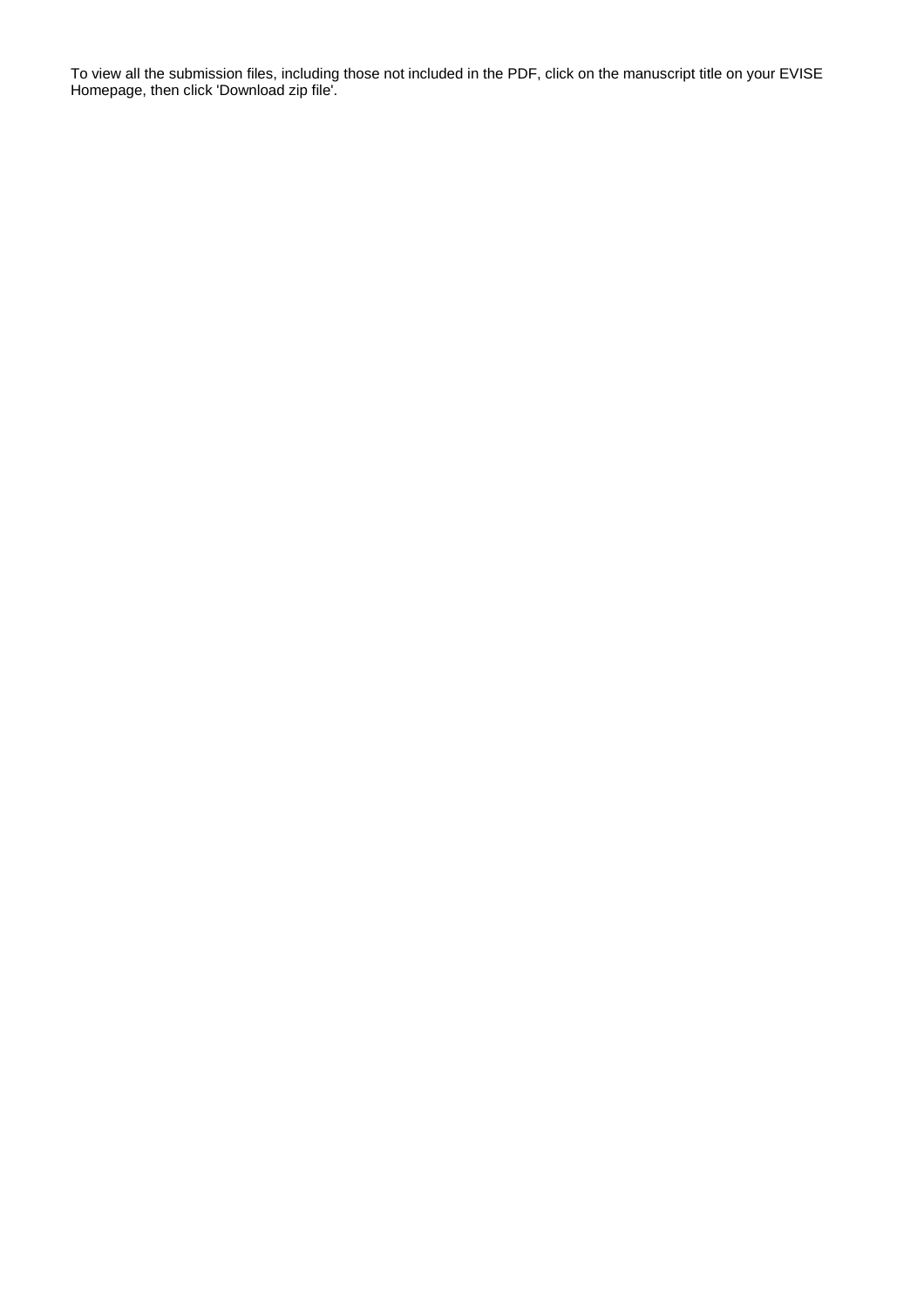To view all the submission files, including those not included in the PDF, click on the manuscript title on your EVISE Homepage, then click 'Download zip file'.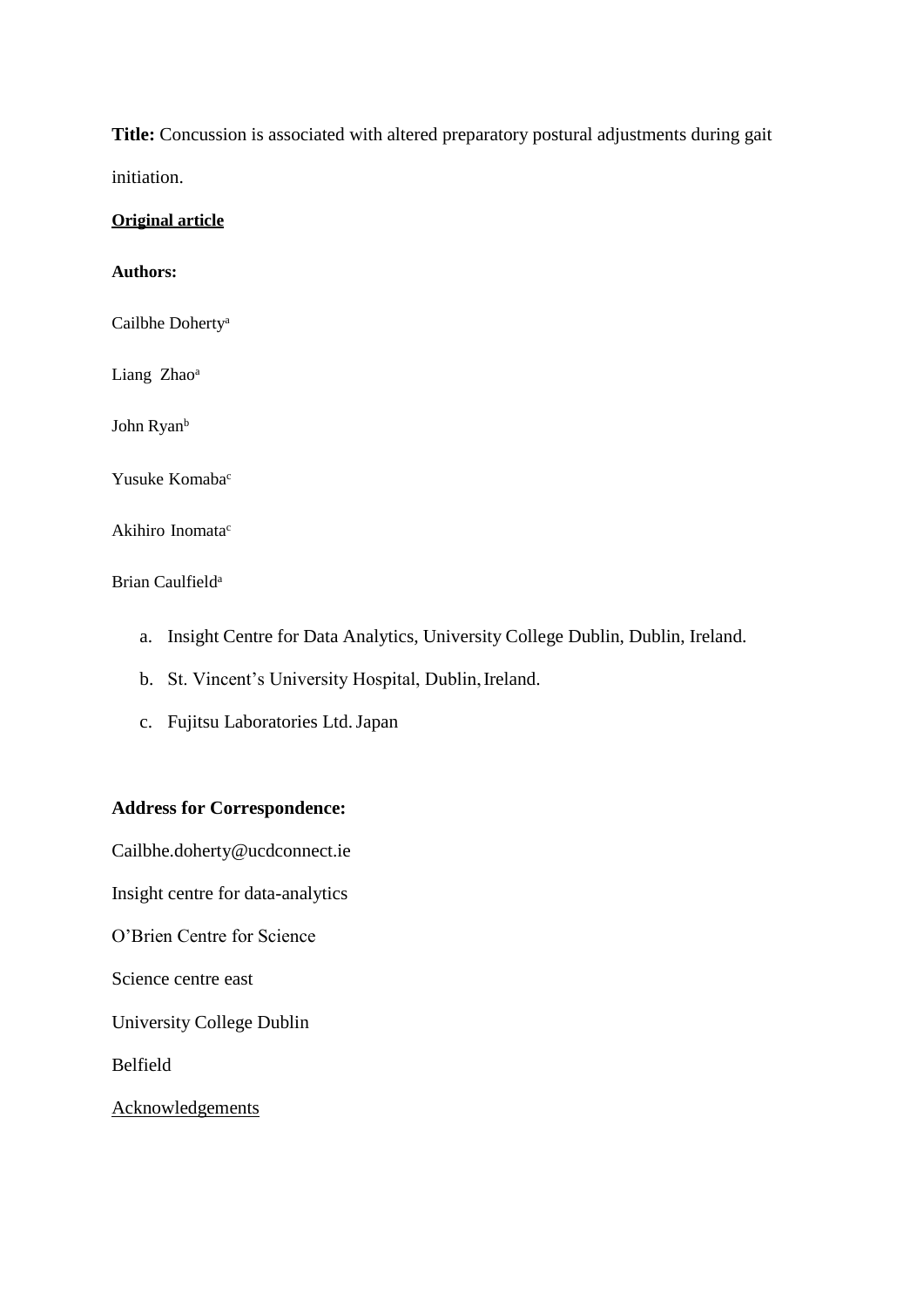**Title:** Concussion is associated with altered preparatory postural adjustments during gait initiation.

**Original article**

**Authors:**

Cailbhe Doherty[a]

Liang Zhao[a]

John Ryan[b]

Yusuke Komaba[c]

Akihiro Inomata[c]

Brian Caulfield[a]

a. Insight Centre for Data Analytics, University College Dublin, Dublin, Ireland.
b. St. Vincent's University Hospital, Dublin, Ireland.
c. Fujitsu Laboratories Ltd. Japan

**Address for Correspondence:**

Cailbhe.doherty@ucdconnect.ie

Insight centre for data-analytics

O'Brien Centre for Science

Science centre east

University College Dublin

Belfield

Acknowledgements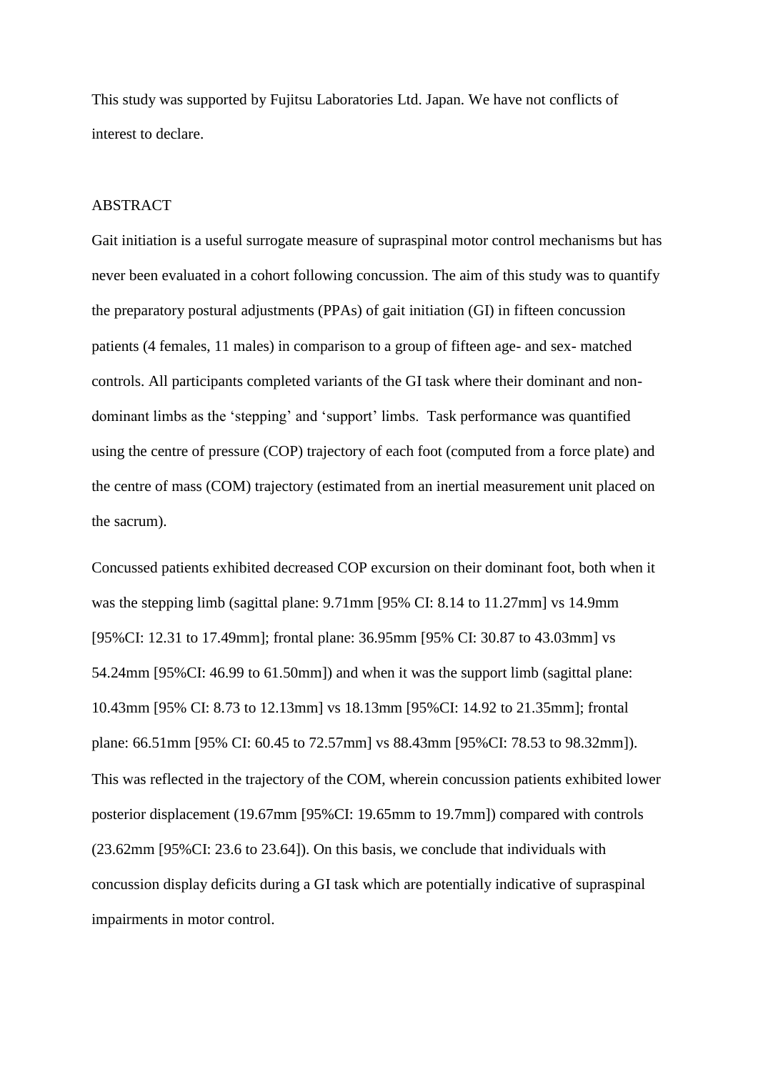This study was supported by Fujitsu Laboratories Ltd. Japan. We have not conflicts of interest to declare.

## ABSTRACT

Gait initiation is a useful surrogate measure of supraspinal motor control mechanisms but has never been evaluated in a cohort following concussion. The aim of this study was to quantify the preparatory postural adjustments (PPAs) of gait initiation (GI) in fifteen concussion patients (4 females, 11 males) in comparison to a group of fifteen age- and sex- matched controls. All participants completed variants of the GI task where their dominant and non-dominant limbs as the 'stepping' and 'support' limbs. Task performance was quantified using the centre of pressure (COP) trajectory of each foot (computed from a force plate) and the centre of mass (COM) trajectory (estimated from an inertial measurement unit placed on the sacrum).

Concussed patients exhibited decreased COP excursion on their dominant foot, both when it was the stepping limb (sagittal plane: 9.71mm [95% CI: 8.14 to 11.27mm] vs 14.9mm [95%CI: 12.31 to 17.49mm]; frontal plane: 36.95mm [95% CI: 30.87 to 43.03mm] vs 54.24mm [95%CI: 46.99 to 61.50mm]) and when it was the support limb (sagittal plane: 10.43mm [95% CI: 8.73 to 12.13mm] vs 18.13mm [95%CI: 14.92 to 21.35mm]; frontal plane: 66.51mm [95% CI: 60.45 to 72.57mm] vs 88.43mm [95%CI: 78.53 to 98.32mm]). This was reflected in the trajectory of the COM, wherein concussion patients exhibited lower posterior displacement (19.67mm [95%CI: 19.65mm to 19.7mm]) compared with controls (23.62mm [95%CI: 23.6 to 23.64]). On this basis, we conclude that individuals with concussion display deficits during a GI task which are potentially indicative of supraspinal impairments in motor control.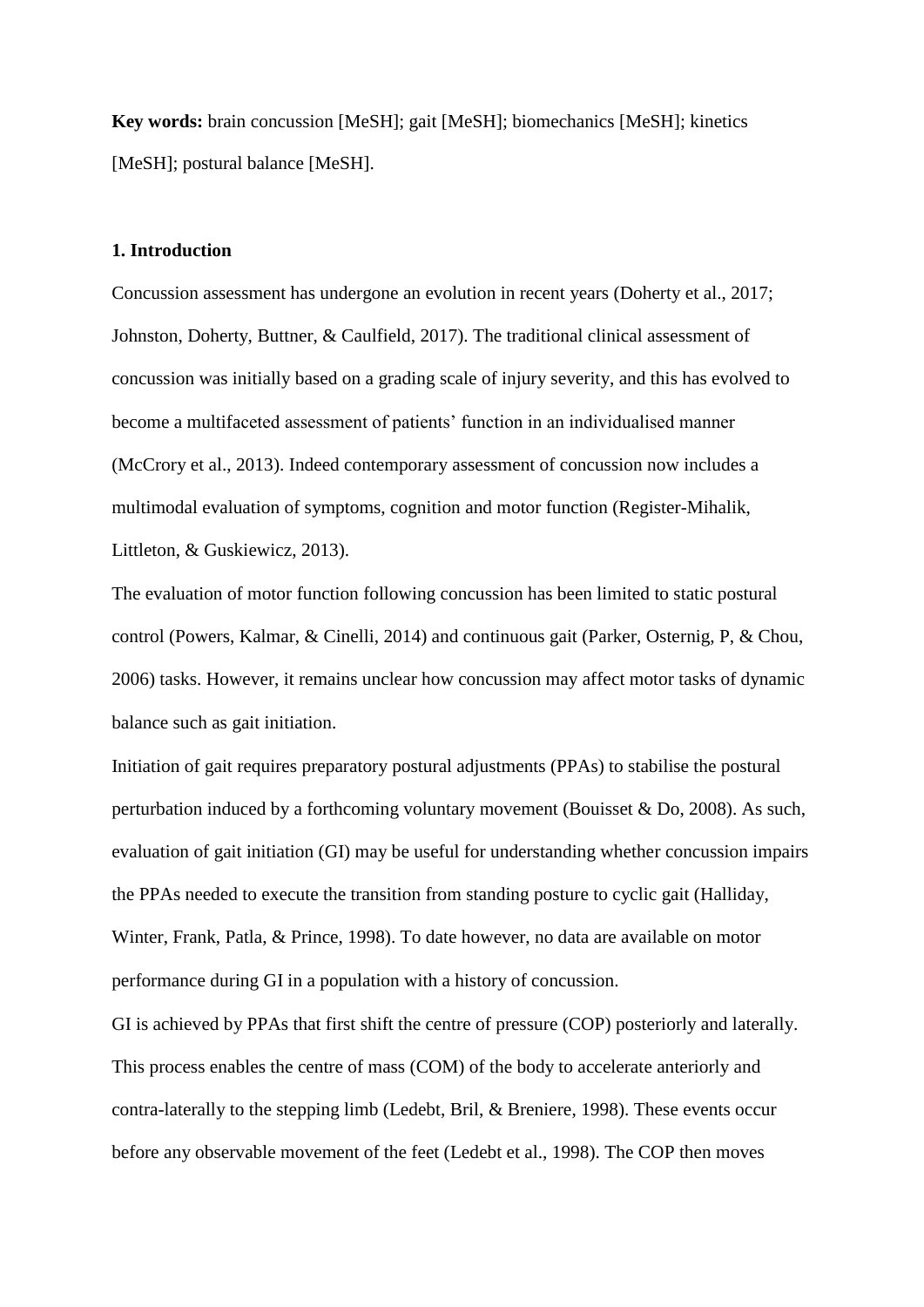**Key words:** brain concussion [MeSH]; gait [MeSH]; biomechanics [MeSH]; kinetics [MeSH]; postural balance [MeSH].

## 1. Introduction

Concussion assessment has undergone an evolution in recent years (Doherty et al., 2017; Johnston, Doherty, Buttner, & Caulfield, 2017). The traditional clinical assessment of concussion was initially based on a grading scale of injury severity, and this has evolved to become a multifaceted assessment of patients' function in an individualised manner (McCrory et al., 2013). Indeed contemporary assessment of concussion now includes a multimodal evaluation of symptoms, cognition and motor function (Register-Mihalik, Littleton, & Guskiewicz, 2013).

The evaluation of motor function following concussion has been limited to static postural control (Powers, Kalmar, & Cinelli, 2014) and continuous gait (Parker, Osternig, P, & Chou, 2006) tasks. However, it remains unclear how concussion may affect motor tasks of dynamic balance such as gait initiation.

Initiation of gait requires preparatory postural adjustments (PPAs) to stabilise the postural perturbation induced by a forthcoming voluntary movement (Bouisset & Do, 2008). As such, evaluation of gait initiation (GI) may be useful for understanding whether concussion impairs the PPAs needed to execute the transition from standing posture to cyclic gait (Halliday, Winter, Frank, Patla, & Prince, 1998). To date however, no data are available on motor performance during GI in a population with a history of concussion.

GI is achieved by PPAs that first shift the centre of pressure (COP) posteriorly and laterally. This process enables the centre of mass (COM) of the body to accelerate anteriorly and contra-laterally to the stepping limb (Ledebt, Bril, & Breniere, 1998). These events occur before any observable movement of the feet (Ledebt et al., 1998). The COP then moves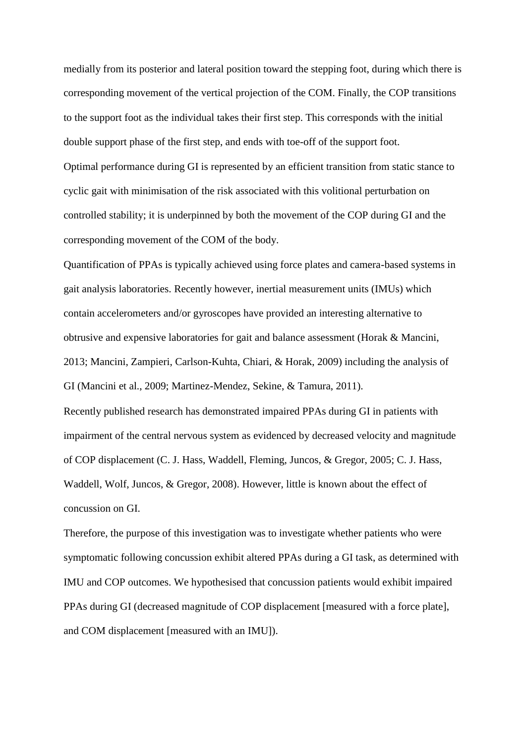medially from its posterior and lateral position toward the stepping foot, during which there is corresponding movement of the vertical projection of the COM. Finally, the COP transitions to the support foot as the individual takes their first step. This corresponds with the initial double support phase of the first step, and ends with toe-off of the support foot.

Optimal performance during GI is represented by an efficient transition from static stance to cyclic gait with minimisation of the risk associated with this volitional perturbation on controlled stability; it is underpinned by both the movement of the COP during GI and the corresponding movement of the COM of the body.

Quantification of PPAs is typically achieved using force plates and camera-based systems in gait analysis laboratories. Recently however, inertial measurement units (IMUs) which contain accelerometers and/or gyroscopes have provided an interesting alternative to obtrusive and expensive laboratories for gait and balance assessment (Horak & Mancini, 2013; Mancini, Zampieri, Carlson-Kuhta, Chiari, & Horak, 2009) including the analysis of GI (Mancini et al., 2009; Martinez-Mendez, Sekine, & Tamura, 2011).

Recently published research has demonstrated impaired PPAs during GI in patients with impairment of the central nervous system as evidenced by decreased velocity and magnitude of COP displacement (C. J. Hass, Waddell, Fleming, Juncos, & Gregor, 2005; C. J. Hass, Waddell, Wolf, Juncos, & Gregor, 2008). However, little is known about the effect of concussion on GI.

Therefore, the purpose of this investigation was to investigate whether patients who were symptomatic following concussion exhibit altered PPAs during a GI task, as determined with IMU and COP outcomes. We hypothesised that concussion patients would exhibit impaired PPAs during GI (decreased magnitude of COP displacement [measured with a force plate], and COM displacement [measured with an IMU]).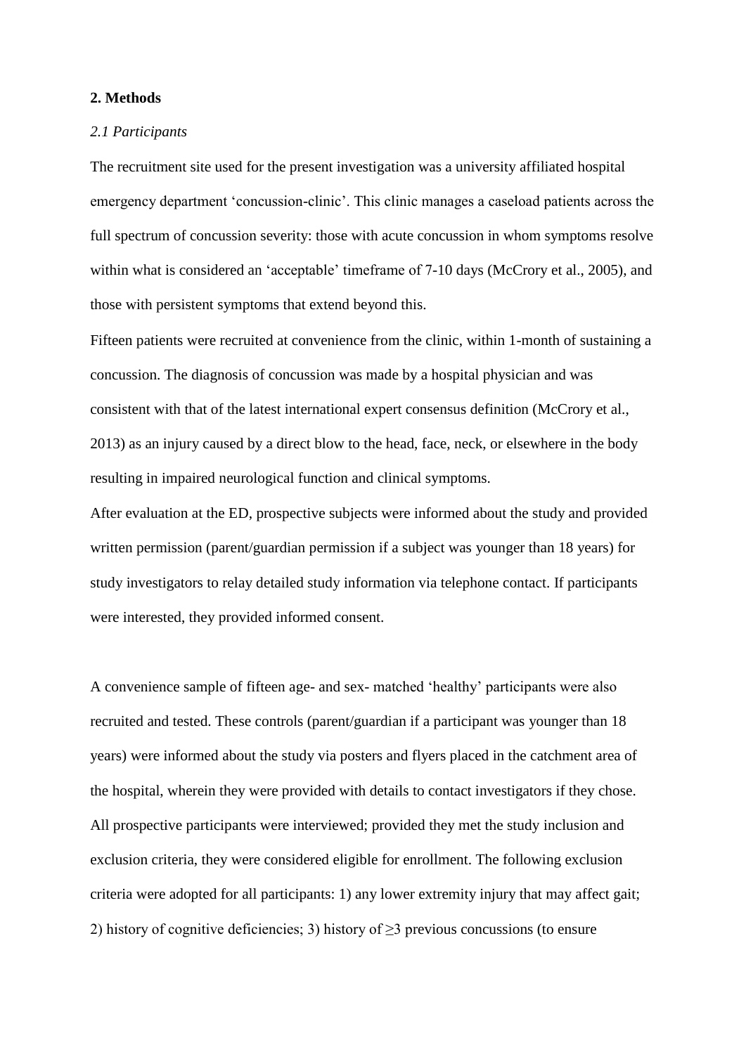## 2. Methods

### *2.1 Participants*

The recruitment site used for the present investigation was a university affiliated hospital emergency department 'concussion-clinic'. This clinic manages a caseload patients across the full spectrum of concussion severity: those with acute concussion in whom symptoms resolve within what is considered an 'acceptable' timeframe of 7-10 days (McCrory et al., 2005), and those with persistent symptoms that extend beyond this.

Fifteen patients were recruited at convenience from the clinic, within 1-month of sustaining a concussion. The diagnosis of concussion was made by a hospital physician and was consistent with that of the latest international expert consensus definition (McCrory et al., 2013) as an injury caused by a direct blow to the head, face, neck, or elsewhere in the body resulting in impaired neurological function and clinical symptoms.

After evaluation at the ED, prospective subjects were informed about the study and provided written permission (parent/guardian permission if a subject was younger than 18 years) for study investigators to relay detailed study information via telephone contact. If participants were interested, they provided informed consent.

A convenience sample of fifteen age- and sex- matched 'healthy' participants were also recruited and tested. These controls (parent/guardian if a participant was younger than 18 years) were informed about the study via posters and flyers placed in the catchment area of the hospital, wherein they were provided with details to contact investigators if they chose. All prospective participants were interviewed; provided they met the study inclusion and exclusion criteria, they were considered eligible for enrollment. The following exclusion criteria were adopted for all participants: 1) any lower extremity injury that may affect gait; 2) history of cognitive deficiencies; 3) history of ≥3 previous concussions (to ensure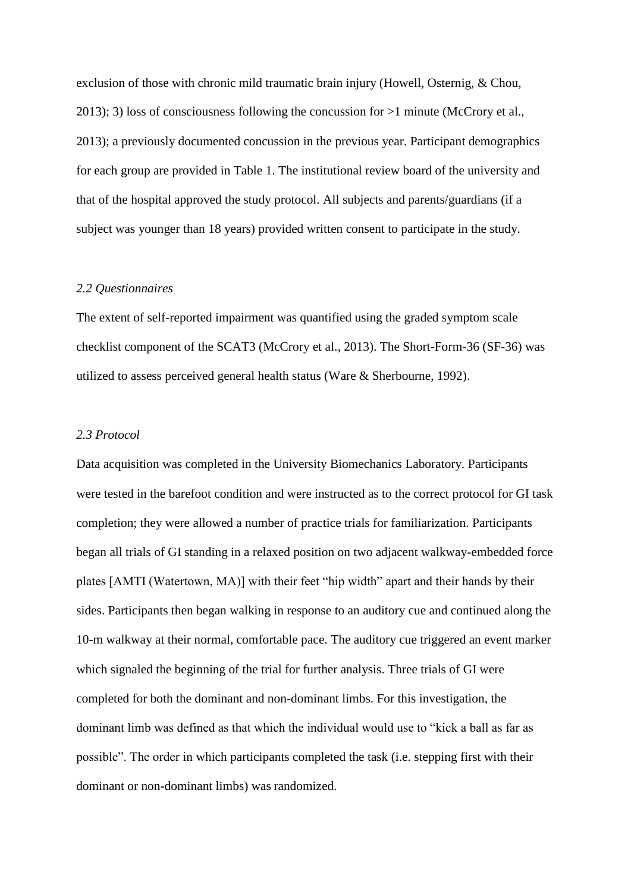exclusion of those with chronic mild traumatic brain injury (Howell, Osternig, & Chou, 2013); 3) loss of consciousness following the concussion for >1 minute (McCrory et al., 2013); a previously documented concussion in the previous year. Participant demographics for each group are provided in Table 1. The institutional review board of the university and that of the hospital approved the study protocol. All subjects and parents/guardians (if a subject was younger than 18 years) provided written consent to participate in the study.

### *2.2 Questionnaires*

The extent of self-reported impairment was quantified using the graded symptom scale checklist component of the SCAT3 (McCrory et al., 2013). The Short-Form-36 (SF-36) was utilized to assess perceived general health status (Ware & Sherbourne, 1992).

### *2.3 Protocol*

Data acquisition was completed in the University Biomechanics Laboratory. Participants were tested in the barefoot condition and were instructed as to the correct protocol for GI task completion; they were allowed a number of practice trials for familiarization. Participants began all trials of GI standing in a relaxed position on two adjacent walkway-embedded force plates [AMTI (Watertown, MA)] with their feet "hip width" apart and their hands by their sides. Participants then began walking in response to an auditory cue and continued along the 10-m walkway at their normal, comfortable pace. The auditory cue triggered an event marker which signaled the beginning of the trial for further analysis. Three trials of GI were completed for both the dominant and non-dominant limbs. For this investigation, the dominant limb was defined as that which the individual would use to "kick a ball as far as possible". The order in which participants completed the task (i.e. stepping first with their dominant or non-dominant limbs) was randomized.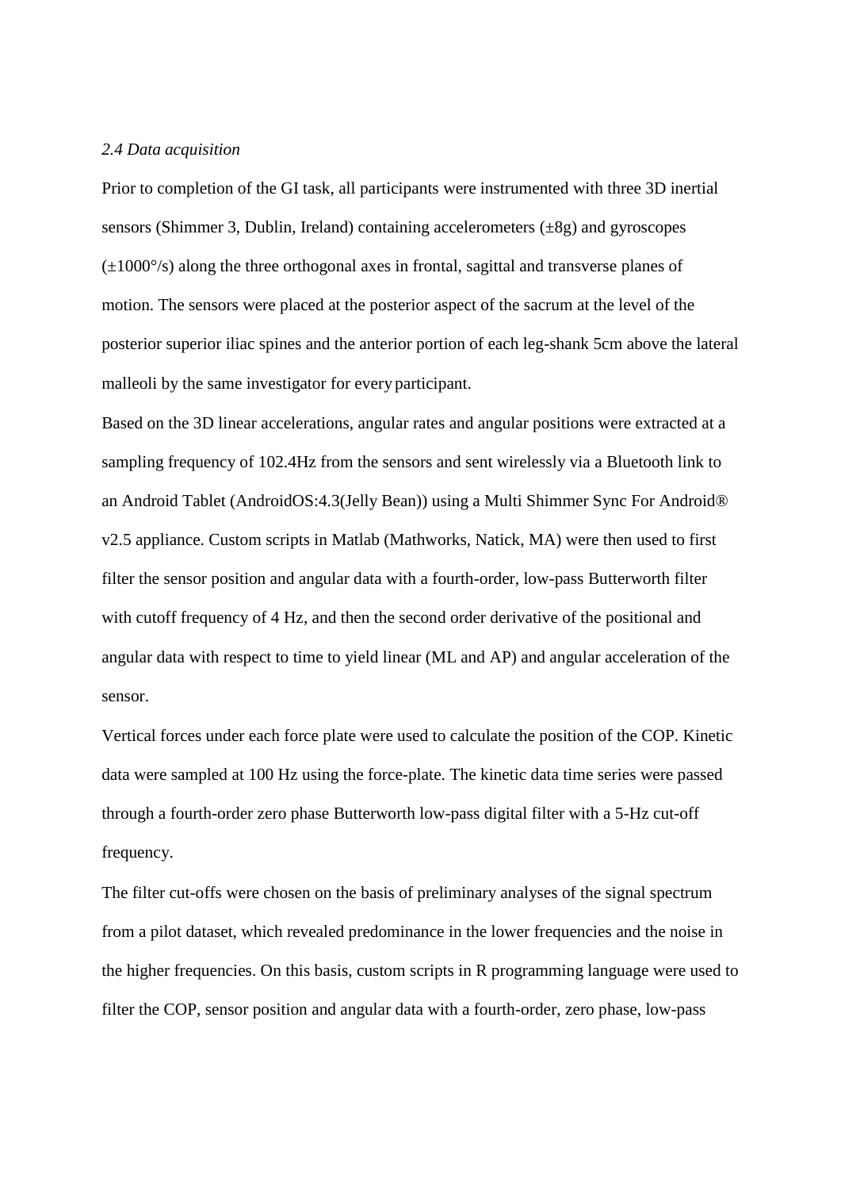*2.4 Data acquisition*

Prior to completion of the GI task, all participants were instrumented with three 3D inertial sensors (Shimmer 3, Dublin, Ireland) containing accelerometers (±8g) and gyroscopes (±1000°/s) along the three orthogonal axes in frontal, sagittal and transverse planes of motion. The sensors were placed at the posterior aspect of the sacrum at the level of the posterior superior iliac spines and the anterior portion of each leg-shank 5cm above the lateral malleoli by the same investigator for every participant.

Based on the 3D linear accelerations, angular rates and angular positions were extracted at a sampling frequency of 102.4Hz from the sensors and sent wirelessly via a Bluetooth link to an Android Tablet (AndroidOS:4.3(Jelly Bean)) using a Multi Shimmer Sync For Android® v2.5 appliance. Custom scripts in Matlab (Mathworks, Natick, MA) were then used to first filter the sensor position and angular data with a fourth-order, low-pass Butterworth filter with cutoff frequency of 4 Hz, and then the second order derivative of the positional and angular data with respect to time to yield linear (ML and AP) and angular acceleration of the sensor.

Vertical forces under each force plate were used to calculate the position of the COP. Kinetic data were sampled at 100 Hz using the force-plate. The kinetic data time series were passed through a fourth-order zero phase Butterworth low-pass digital filter with a 5-Hz cut-off frequency.

The filter cut-offs were chosen on the basis of preliminary analyses of the signal spectrum from a pilot dataset, which revealed predominance in the lower frequencies and the noise in the higher frequencies. On this basis, custom scripts in R programming language were used to filter the COP, sensor position and angular data with a fourth-order, zero phase, low-pass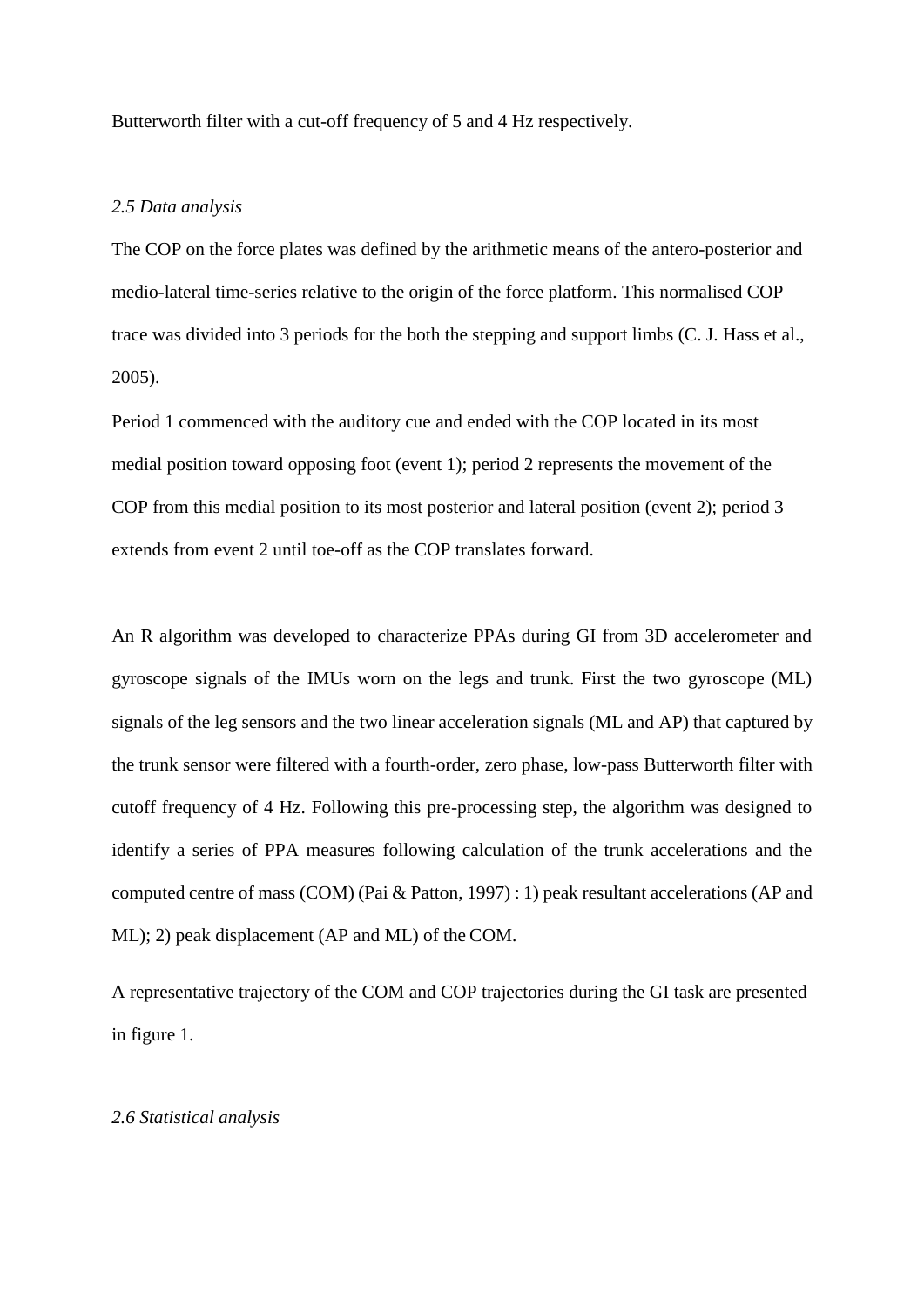Butterworth filter with a cut-off frequency of 5 and 4 Hz respectively.

*2.5 Data analysis*

The COP on the force plates was defined by the arithmetic means of the antero-posterior and medio-lateral time-series relative to the origin of the force platform. This normalised COP trace was divided into 3 periods for the both the stepping and support limbs (C. J. Hass et al., 2005).

Period 1 commenced with the auditory cue and ended with the COP located in its most medial position toward opposing foot (event 1); period 2 represents the movement of the COP from this medial position to its most posterior and lateral position (event 2); period 3 extends from event 2 until toe-off as the COP translates forward.

An R algorithm was developed to characterize PPAs during GI from 3D accelerometer and gyroscope signals of the IMUs worn on the legs and trunk. First the two gyroscope (ML) signals of the leg sensors and the two linear acceleration signals (ML and AP) that captured by the trunk sensor were filtered with a fourth-order, zero phase, low-pass Butterworth filter with cutoff frequency of 4 Hz. Following this pre-processing step, the algorithm was designed to identify a series of PPA measures following calculation of the trunk accelerations and the computed centre of mass (COM) (Pai & Patton, 1997) : 1) peak resultant accelerations (AP and ML); 2) peak displacement (AP and ML) of the COM.

A representative trajectory of the COM and COP trajectories during the GI task are presented in figure 1.

*2.6 Statistical analysis*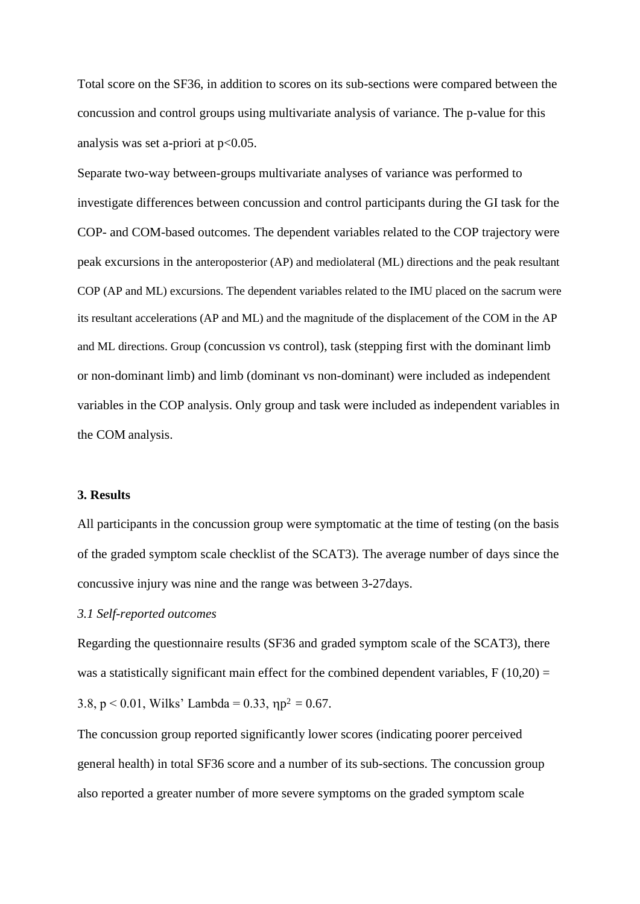Total score on the SF36, in addition to scores on its sub-sections were compared between the concussion and control groups using multivariate analysis of variance. The p-value for this analysis was set a-priori at $p<0.05$.

Separate two-way between-groups multivariate analyses of variance was performed to investigate differences between concussion and control participants during the GI task for the COP- and COM-based outcomes. The dependent variables related to the COP trajectory were peak excursions in the anteroposterior (AP) and mediolateral (ML) directions and the peak resultant COP (AP and ML) excursions. The dependent variables related to the IMU placed on the sacrum were its resultant accelerations (AP and ML) and the magnitude of the displacement of the COM in the AP and ML directions. Group (concussion vs control), task (stepping first with the dominant limb or non-dominant limb) and limb (dominant vs non-dominant) were included as independent variables in the COP analysis. Only group and task were included as independent variables in the COM analysis.

### 3. Results

All participants in the concussion group were symptomatic at the time of testing (on the basis of the graded symptom scale checklist of the SCAT3). The average number of days since the concussive injury was nine and the range was between 3-27days.

*3.1 Self-reported outcomes*

Regarding the questionnaire results (SF36 and graded symptom scale of the SCAT3), there was a statistically significant main effect for the combined dependent variables, $F(10,20) = 3.8$, $p < 0.01$, Wilks' Lambda = 0.33, $\eta p^2 = 0.67$.

The concussion group reported significantly lower scores (indicating poorer perceived general health) in total SF36 score and a number of its sub-sections. The concussion group also reported a greater number of more severe symptoms on the graded symptom scale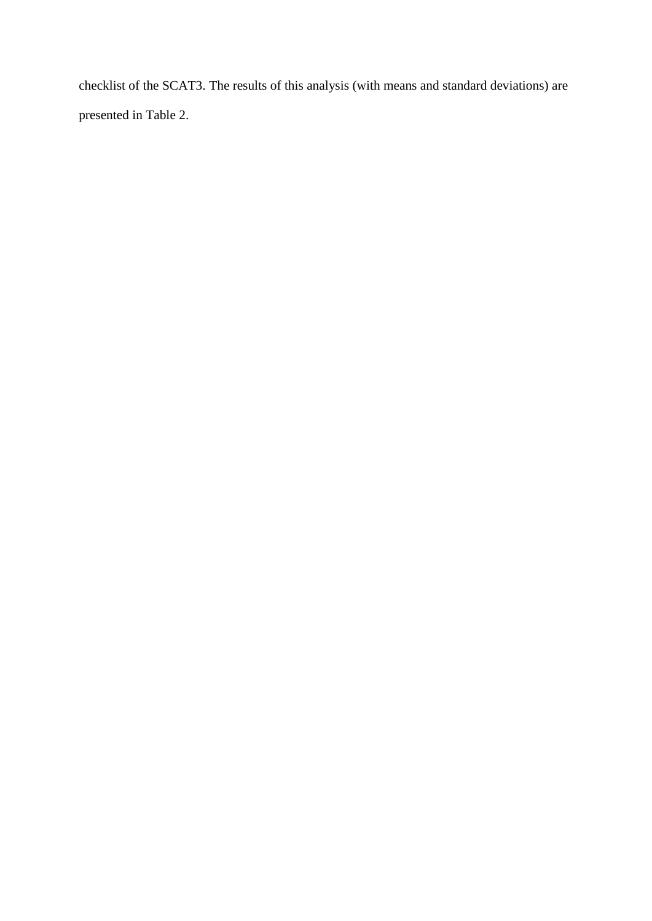checklist of the SCAT3. The results of this analysis (with means and standard deviations) are presented in Table 2.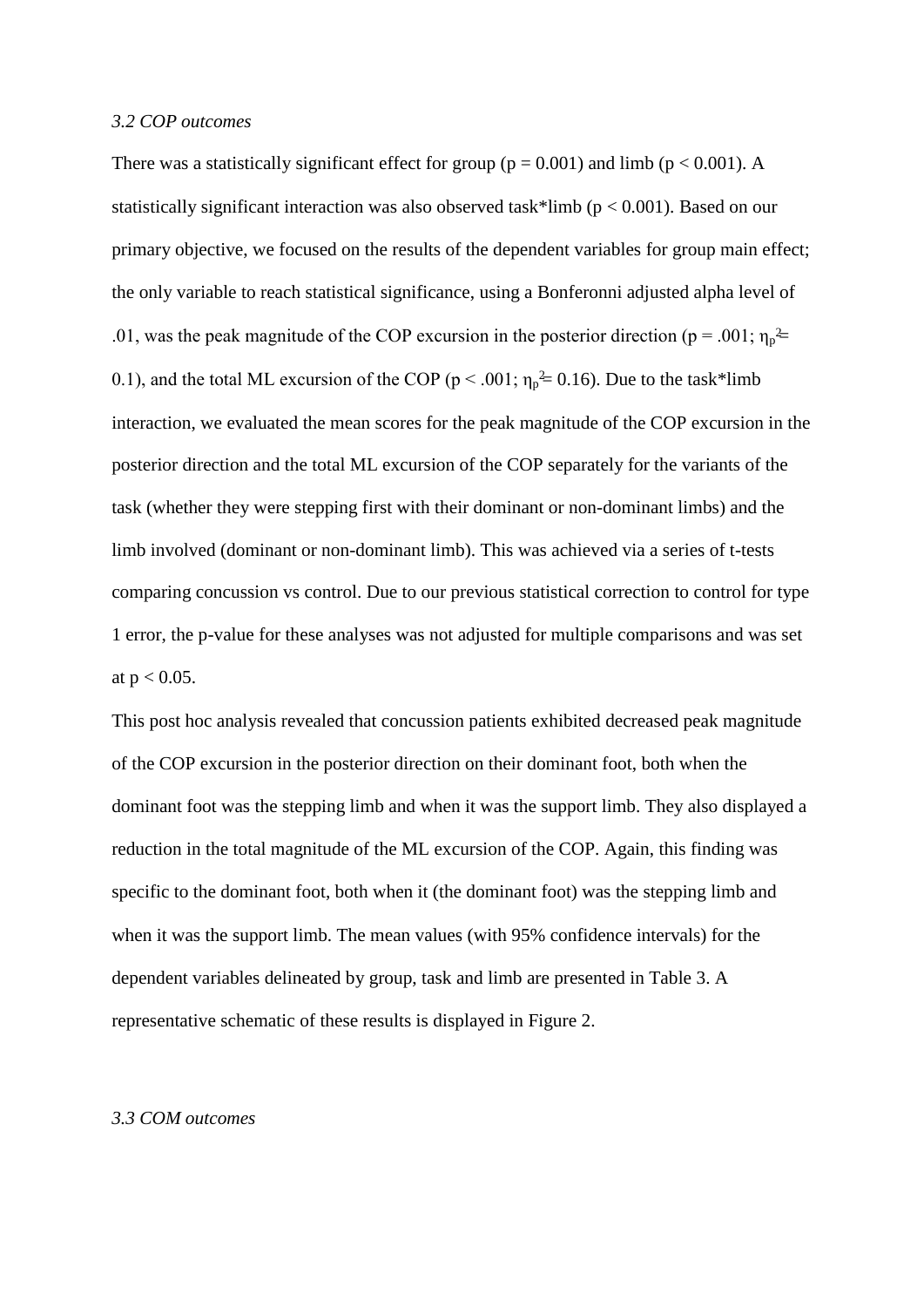*3.2 COP outcomes*

There was a statistically significant effect for group ($p = 0.001$) and limb ($p < 0.001$). A statistically significant interaction was also observed task*limb ($p < 0.001$). Based on our primary objective, we focused on the results of the dependent variables for group main effect; the only variable to reach statistical significance, using a Bonferonni adjusted alpha level of .01, was the peak magnitude of the COP excursion in the posterior direction ($p = .001$; $\eta_p^2 = 0.1$), and the total ML excursion of the COP ($p < .001$; $\eta_p^2 = 0.16$). Due to the task*limb interaction, we evaluated the mean scores for the peak magnitude of the COP excursion in the posterior direction and the total ML excursion of the COP separately for the variants of the task (whether they were stepping first with their dominant or non-dominant limbs) and the limb involved (dominant or non-dominant limb). This was achieved via a series of t-tests comparing concussion vs control. Due to our previous statistical correction to control for type 1 error, the p-value for these analyses was not adjusted for multiple comparisons and was set at $p < 0.05$.

This post hoc analysis revealed that concussion patients exhibited decreased peak magnitude of the COP excursion in the posterior direction on their dominant foot, both when the dominant foot was the stepping limb and when it was the support limb. They also displayed a reduction in the total magnitude of the ML excursion of the COP. Again, this finding was specific to the dominant foot, both when it (the dominant foot) was the stepping limb and when it was the support limb. The mean values (with 95% confidence intervals) for the dependent variables delineated by group, task and limb are presented in Table 3. A representative schematic of these results is displayed in Figure 2.

*3.3 COM outcomes*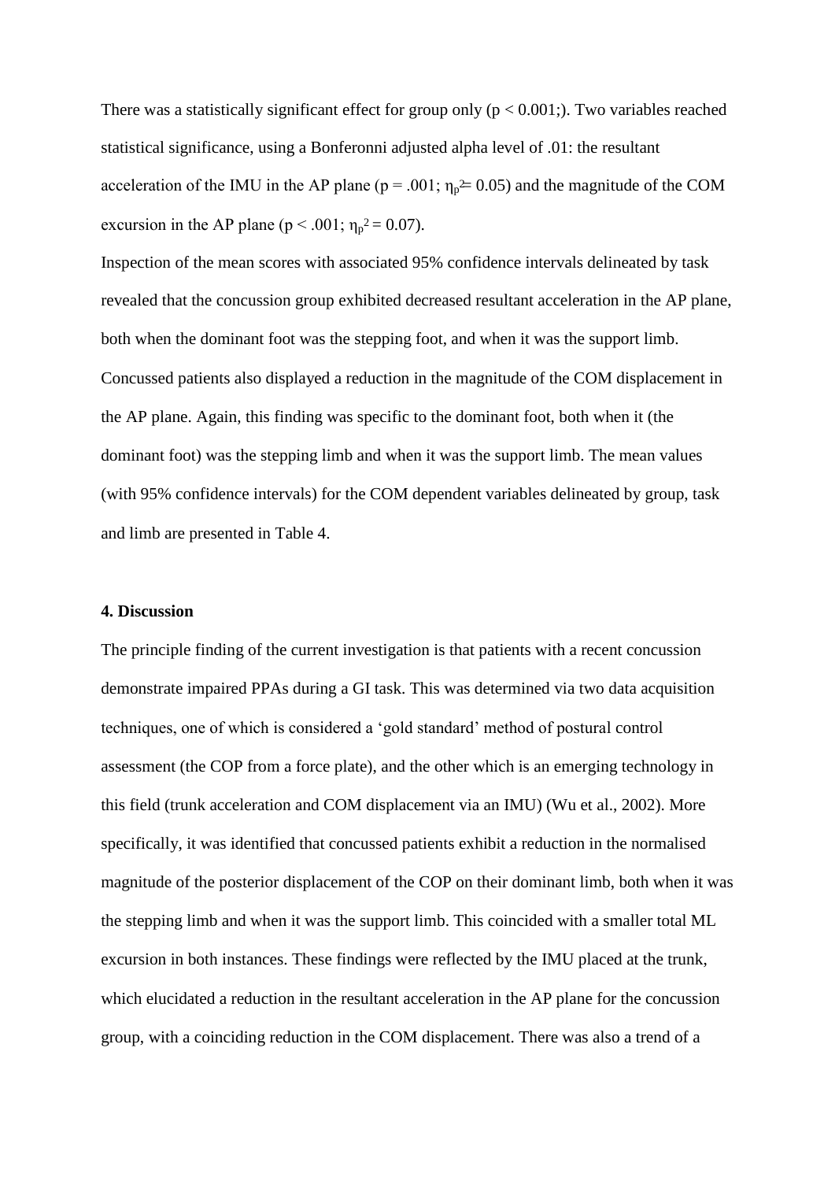There was a statistically significant effect for group only ($p < 0.001$;). Two variables reached statistical significance, using a Bonferonni adjusted alpha level of .01: the resultant acceleration of the IMU in the AP plane ($p = .001$; $\eta_p^2 = 0.05$) and the magnitude of the COM excursion in the AP plane ($p < .001$; $\eta_p^2 = 0.07$).

Inspection of the mean scores with associated 95% confidence intervals delineated by task revealed that the concussion group exhibited decreased resultant acceleration in the AP plane, both when the dominant foot was the stepping foot, and when it was the support limb. Concussed patients also displayed a reduction in the magnitude of the COM displacement in the AP plane. Again, this finding was specific to the dominant foot, both when it (the dominant foot) was the stepping limb and when it was the support limb. The mean values (with 95% confidence intervals) for the COM dependent variables delineated by group, task and limb are presented in Table 4.

## 4. Discussion

The principle finding of the current investigation is that patients with a recent concussion demonstrate impaired PPAs during a GI task. This was determined via two data acquisition techniques, one of which is considered a 'gold standard' method of postural control assessment (the COP from a force plate), and the other which is an emerging technology in this field (trunk acceleration and COM displacement via an IMU) (Wu et al., 2002). More specifically, it was identified that concussed patients exhibit a reduction in the normalised magnitude of the posterior displacement of the COP on their dominant limb, both when it was the stepping limb and when it was the support limb. This coincided with a smaller total ML excursion in both instances. These findings were reflected by the IMU placed at the trunk, which elucidated a reduction in the resultant acceleration in the AP plane for the concussion group, with a coinciding reduction in the COM displacement. There was also a trend of a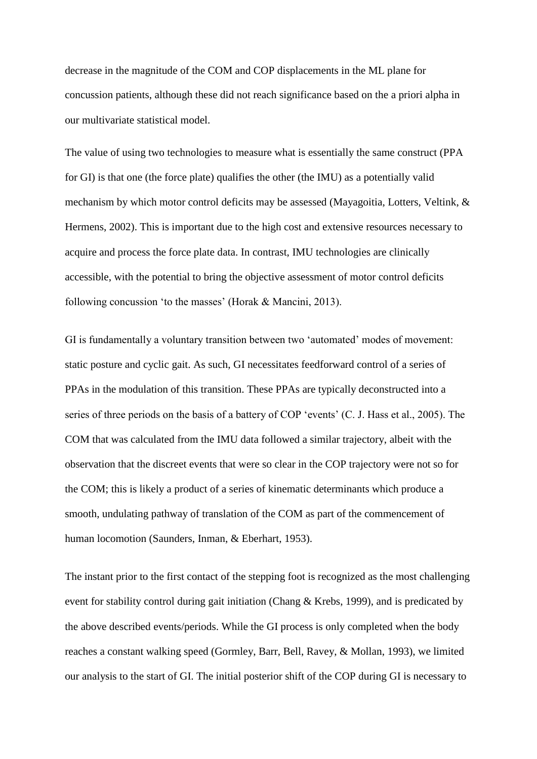decrease in the magnitude of the COM and COP displacements in the ML plane for concussion patients, although these did not reach significance based on the a priori alpha in our multivariate statistical model.

The value of using two technologies to measure what is essentially the same construct (PPA for GI) is that one (the force plate) qualifies the other (the IMU) as a potentially valid mechanism by which motor control deficits may be assessed (Mayagoitia, Lotters, Veltink, & Hermens, 2002). This is important due to the high cost and extensive resources necessary to acquire and process the force plate data. In contrast, IMU technologies are clinically accessible, with the potential to bring the objective assessment of motor control deficits following concussion 'to the masses' (Horak & Mancini, 2013).

GI is fundamentally a voluntary transition between two 'automated' modes of movement: static posture and cyclic gait. As such, GI necessitates feedforward control of a series of PPAs in the modulation of this transition. These PPAs are typically deconstructed into a series of three periods on the basis of a battery of COP 'events' (C. J. Hass et al., 2005). The COM that was calculated from the IMU data followed a similar trajectory, albeit with the observation that the discreet events that were so clear in the COP trajectory were not so for the COM; this is likely a product of a series of kinematic determinants which produce a smooth, undulating pathway of translation of the COM as part of the commencement of human locomotion (Saunders, Inman, & Eberhart, 1953).

The instant prior to the first contact of the stepping foot is recognized as the most challenging event for stability control during gait initiation (Chang & Krebs, 1999), and is predicated by the above described events/periods. While the GI process is only completed when the body reaches a constant walking speed (Gormley, Barr, Bell, Ravey, & Mollan, 1993), we limited our analysis to the start of GI. The initial posterior shift of the COP during GI is necessary to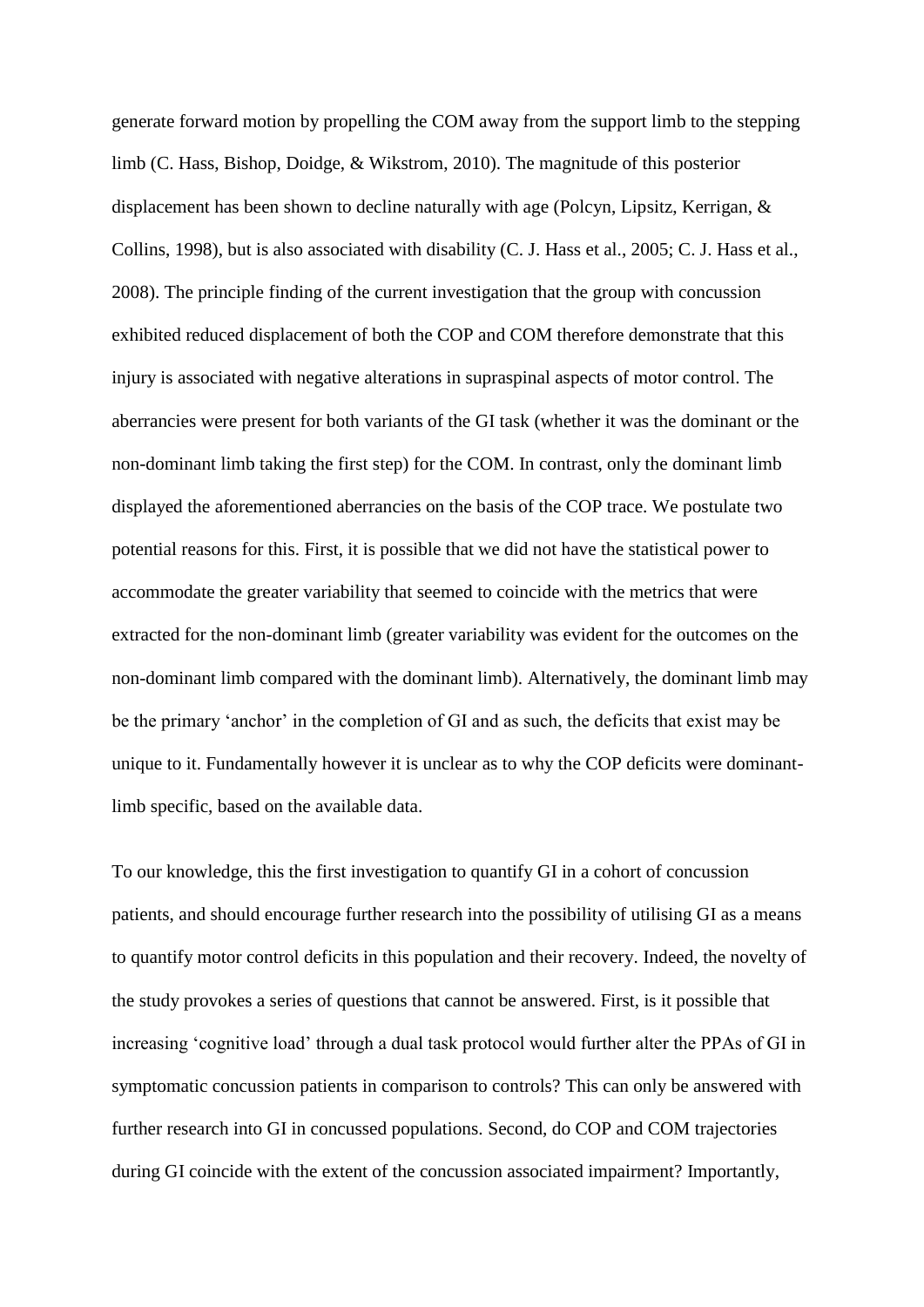generate forward motion by propelling the COM away from the support limb to the stepping limb (C. Hass, Bishop, Doidge, & Wikstrom, 2010). The magnitude of this posterior displacement has been shown to decline naturally with age (Polcyn, Lipsitz, Kerrigan, & Collins, 1998), but is also associated with disability (C. J. Hass et al., 2005; C. J. Hass et al., 2008). The principle finding of the current investigation that the group with concussion exhibited reduced displacement of both the COP and COM therefore demonstrate that this injury is associated with negative alterations in supraspinal aspects of motor control. The aberrancies were present for both variants of the GI task (whether it was the dominant or the non-dominant limb taking the first step) for the COM. In contrast, only the dominant limb displayed the aforementioned aberrancies on the basis of the COP trace. We postulate two potential reasons for this. First, it is possible that we did not have the statistical power to accommodate the greater variability that seemed to coincide with the metrics that were extracted for the non-dominant limb (greater variability was evident for the outcomes on the non-dominant limb compared with the dominant limb). Alternatively, the dominant limb may be the primary 'anchor' in the completion of GI and as such, the deficits that exist may be unique to it. Fundamentally however it is unclear as to why the COP deficits were dominant-limb specific, based on the available data.

To our knowledge, this the first investigation to quantify GI in a cohort of concussion patients, and should encourage further research into the possibility of utilising GI as a means to quantify motor control deficits in this population and their recovery. Indeed, the novelty of the study provokes a series of questions that cannot be answered. First, is it possible that increasing 'cognitive load' through a dual task protocol would further alter the PPAs of GI in symptomatic concussion patients in comparison to controls? This can only be answered with further research into GI in concussed populations. Second, do COP and COM trajectories during GI coincide with the extent of the concussion associated impairment? Importantly,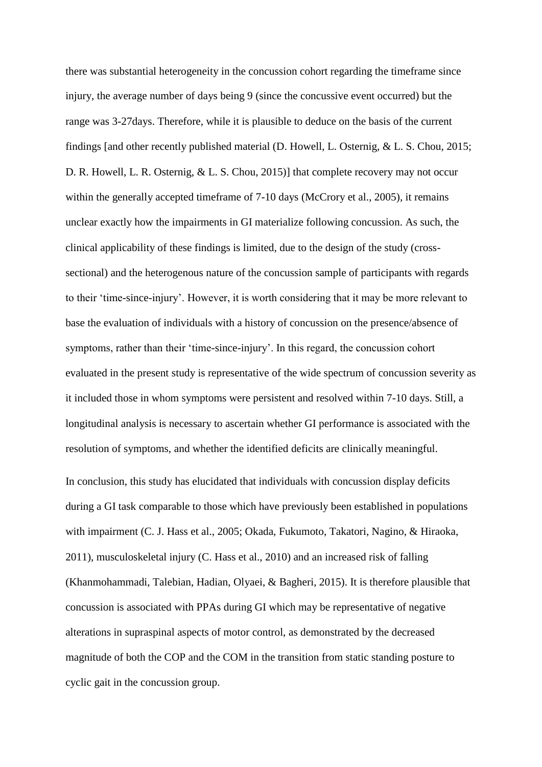there was substantial heterogeneity in the concussion cohort regarding the timeframe since injury, the average number of days being 9 (since the concussive event occurred) but the range was 3-27days. Therefore, while it is plausible to deduce on the basis of the current findings [and other recently published material (D. Howell, L. Osternig, & L. S. Chou, 2015; D. R. Howell, L. R. Osternig, & L. S. Chou, 2015)] that complete recovery may not occur within the generally accepted timeframe of 7-10 days (McCrory et al., 2005), it remains unclear exactly how the impairments in GI materialize following concussion. As such, the clinical applicability of these findings is limited, due to the design of the study (cross-sectional) and the heterogenous nature of the concussion sample of participants with regards to their 'time-since-injury'. However, it is worth considering that it may be more relevant to base the evaluation of individuals with a history of concussion on the presence/absence of symptoms, rather than their 'time-since-injury'. In this regard, the concussion cohort evaluated in the present study is representative of the wide spectrum of concussion severity as it included those in whom symptoms were persistent and resolved within 7-10 days. Still, a longitudinal analysis is necessary to ascertain whether GI performance is associated with the resolution of symptoms, and whether the identified deficits are clinically meaningful.

In conclusion, this study has elucidated that individuals with concussion display deficits during a GI task comparable to those which have previously been established in populations with impairment (C. J. Hass et al., 2005; Okada, Fukumoto, Takatori, Nagino, & Hiraoka, 2011), musculoskeletal injury (C. Hass et al., 2010) and an increased risk of falling (Khanmohammadi, Talebian, Hadian, Olyaei, & Bagheri, 2015). It is therefore plausible that concussion is associated with PPAs during GI which may be representative of negative alterations in supraspinal aspects of motor control, as demonstrated by the decreased magnitude of both the COP and the COM in the transition from static standing posture to cyclic gait in the concussion group.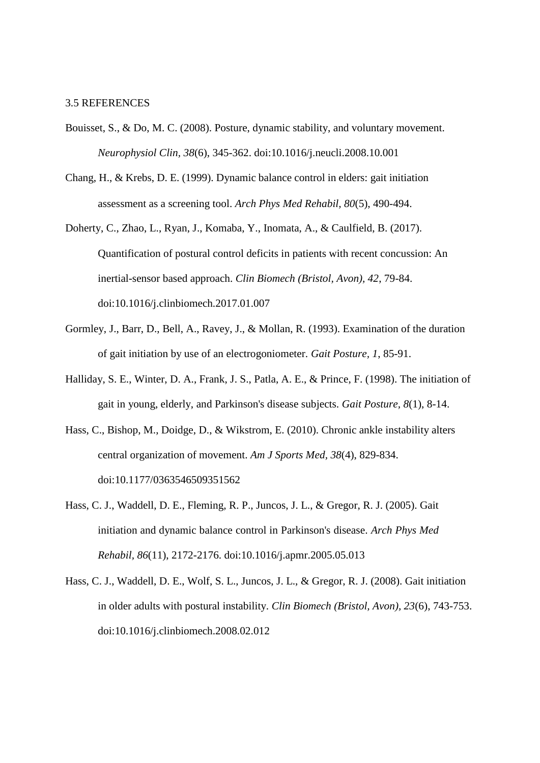## 3.5 REFERENCES

Bouisset, S., & Do, M. C. (2008). Posture, dynamic stability, and voluntary movement. *Neurophysiol Clin, 38*(6), 345-362. doi:10.1016/j.neucli.2008.10.001

Chang, H., & Krebs, D. E. (1999). Dynamic balance control in elders: gait initiation assessment as a screening tool. *Arch Phys Med Rehabil, 80*(5), 490-494.

Doherty, C., Zhao, L., Ryan, J., Komaba, Y., Inomata, A., & Caulfield, B. (2017). Quantification of postural control deficits in patients with recent concussion: An inertial-sensor based approach. *Clin Biomech (Bristol, Avon), 42*, 79-84. doi:10.1016/j.clinbiomech.2017.01.007

Gormley, J., Barr, D., Bell, A., Ravey, J., & Mollan, R. (1993). Examination of the duration of gait initiation by use of an electrogoniometer. *Gait Posture, 1*, 85-91.

Halliday, S. E., Winter, D. A., Frank, J. S., Patla, A. E., & Prince, F. (1998). The initiation of gait in young, elderly, and Parkinson's disease subjects. *Gait Posture, 8*(1), 8-14.

Hass, C., Bishop, M., Doidge, D., & Wikstrom, E. (2010). Chronic ankle instability alters central organization of movement. *Am J Sports Med, 38*(4), 829-834. doi:10.1177/0363546509351562

Hass, C. J., Waddell, D. E., Fleming, R. P., Juncos, J. L., & Gregor, R. J. (2005). Gait initiation and dynamic balance control in Parkinson's disease. *Arch Phys Med Rehabil, 86*(11), 2172-2176. doi:10.1016/j.apmr.2005.05.013

Hass, C. J., Waddell, D. E., Wolf, S. L., Juncos, J. L., & Gregor, R. J. (2008). Gait initiation in older adults with postural instability. *Clin Biomech (Bristol, Avon), 23*(6), 743-753. doi:10.1016/j.clinbiomech.2008.02.012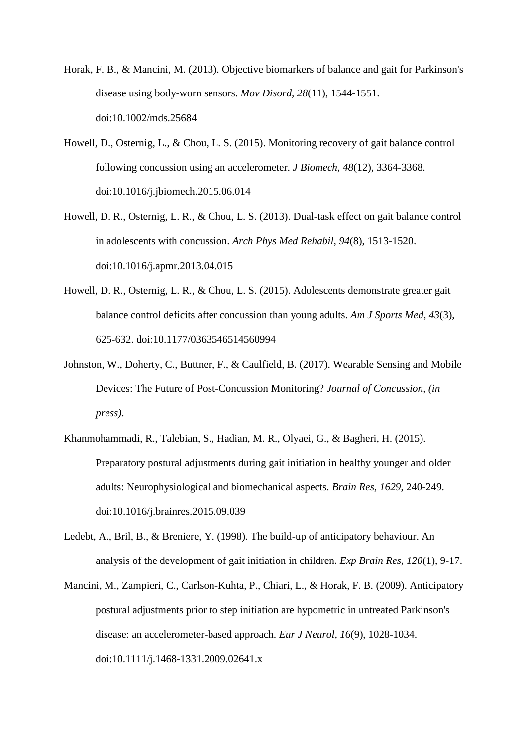Horak, F. B., & Mancini, M. (2013). Objective biomarkers of balance and gait for Parkinson's disease using body-worn sensors. *Mov Disord, 28*(11), 1544-1551. doi:10.1002/mds.25684

Howell, D., Osternig, L., & Chou, L. S. (2015). Monitoring recovery of gait balance control following concussion using an accelerometer. *J Biomech, 48*(12), 3364-3368. doi:10.1016/j.jbiomech.2015.06.014

Howell, D. R., Osternig, L. R., & Chou, L. S. (2013). Dual-task effect on gait balance control in adolescents with concussion. *Arch Phys Med Rehabil, 94*(8), 1513-1520. doi:10.1016/j.apmr.2013.04.015

Howell, D. R., Osternig, L. R., & Chou, L. S. (2015). Adolescents demonstrate greater gait balance control deficits after concussion than young adults. *Am J Sports Med, 43*(3), 625-632. doi:10.1177/0363546514560994

Johnston, W., Doherty, C., Buttner, F., & Caulfield, B. (2017). Wearable Sensing and Mobile Devices: The Future of Post-Concussion Monitoring? *Journal of Concussion, (in press)*.

Khanmohammadi, R., Talebian, S., Hadian, M. R., Olyaei, G., & Bagheri, H. (2015). Preparatory postural adjustments during gait initiation in healthy younger and older adults: Neurophysiological and biomechanical aspects. *Brain Res, 1629*, 240-249. doi:10.1016/j.brainres.2015.09.039

Ledebt, A., Bril, B., & Breniere, Y. (1998). The build-up of anticipatory behaviour. An analysis of the development of gait initiation in children. *Exp Brain Res, 120*(1), 9-17.

Mancini, M., Zampieri, C., Carlson-Kuhta, P., Chiari, L., & Horak, F. B. (2009). Anticipatory postural adjustments prior to step initiation are hypometric in untreated Parkinson's disease: an accelerometer-based approach. *Eur J Neurol, 16*(9), 1028-1034. doi:10.1111/j.1468-1331.2009.02641.x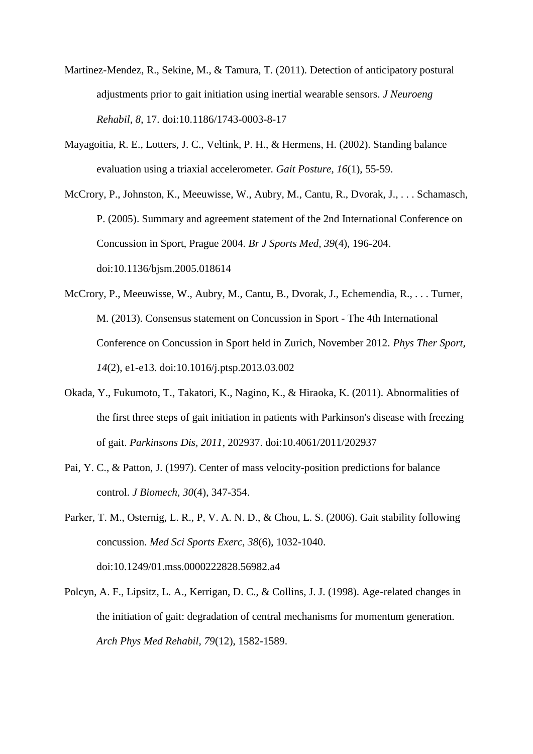Martinez-Mendez, R., Sekine, M., & Tamura, T. (2011). Detection of anticipatory postural adjustments prior to gait initiation using inertial wearable sensors. *J Neuroeng Rehabil, 8*, 17. doi:10.1186/1743-0003-8-17

Mayagoitia, R. E., Lotters, J. C., Veltink, P. H., & Hermens, H. (2002). Standing balance evaluation using a triaxial accelerometer. *Gait Posture, 16*(1), 55-59.

McCrory, P., Johnston, K., Meeuwisse, W., Aubry, M., Cantu, R., Dvorak, J., . . . Schamasch, P. (2005). Summary and agreement statement of the 2nd International Conference on Concussion in Sport, Prague 2004. *Br J Sports Med, 39*(4), 196-204. doi:10.1136/bjsm.2005.018614

McCrory, P., Meeuwisse, W., Aubry, M., Cantu, B., Dvorak, J., Echemendia, R., . . . Turner, M. (2013). Consensus statement on Concussion in Sport - The 4th International Conference on Concussion in Sport held in Zurich, November 2012. *Phys Ther Sport, 14*(2), e1-e13. doi:10.1016/j.ptsp.2013.03.002

Okada, Y., Fukumoto, T., Takatori, K., Nagino, K., & Hiraoka, K. (2011). Abnormalities of the first three steps of gait initiation in patients with Parkinson's disease with freezing of gait. *Parkinsons Dis, 2011*, 202937. doi:10.4061/2011/202937

Pai, Y. C., & Patton, J. (1997). Center of mass velocity-position predictions for balance control. *J Biomech, 30*(4), 347-354.

Parker, T. M., Osternig, L. R., P, V. A. N. D., & Chou, L. S. (2006). Gait stability following concussion. *Med Sci Sports Exerc, 38*(6), 1032-1040. doi:10.1249/01.mss.0000222828.56982.a4

Polcyn, A. F., Lipsitz, L. A., Kerrigan, D. C., & Collins, J. J. (1998). Age-related changes in the initiation of gait: degradation of central mechanisms for momentum generation. *Arch Phys Med Rehabil, 79*(12), 1582-1589.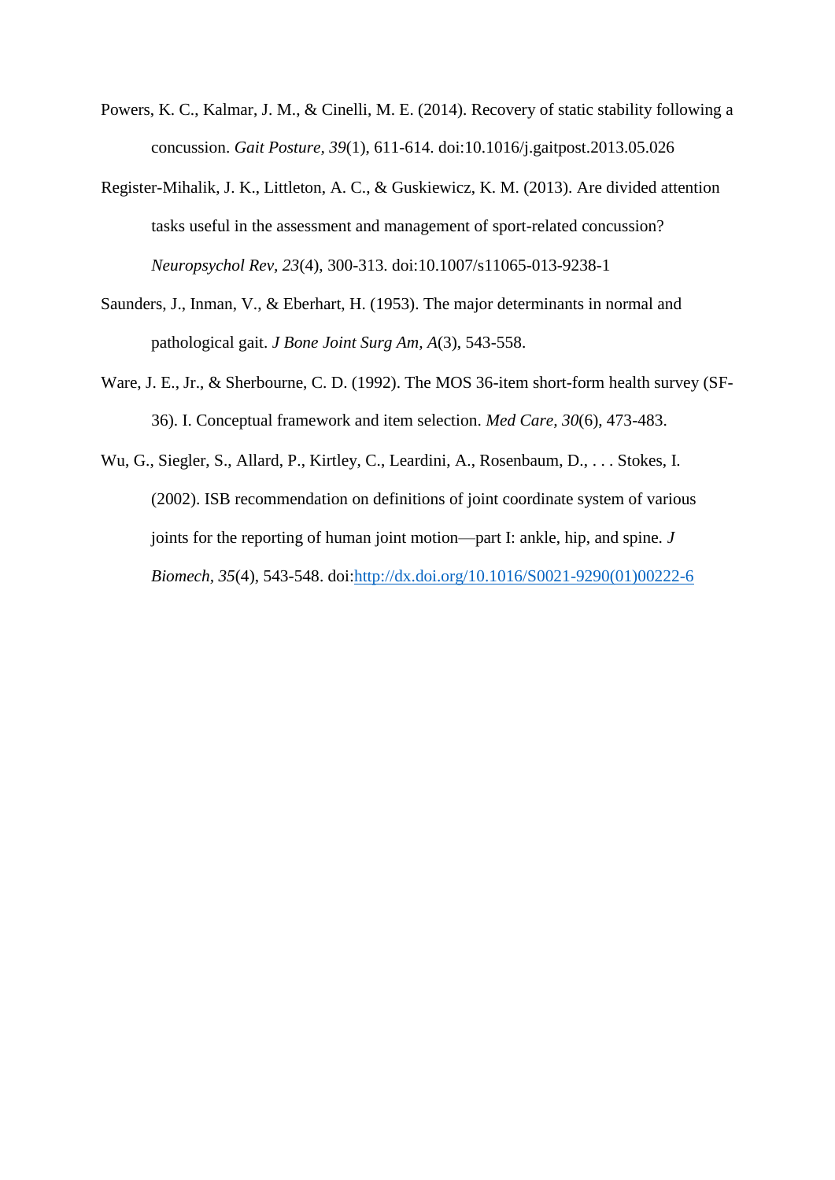Powers, K. C., Kalmar, J. M., & Cinelli, M. E. (2014). Recovery of static stability following a concussion. *Gait Posture, 39*(1), 611-614. doi:10.1016/j.gaitpost.2013.05.026

Register-Mihalik, J. K., Littleton, A. C., & Guskiewicz, K. M. (2013). Are divided attention tasks useful in the assessment and management of sport-related concussion? *Neuropsychol Rev, 23*(4), 300-313. doi:10.1007/s11065-013-9238-1

Saunders, J., Inman, V., & Eberhart, H. (1953). The major determinants in normal and pathological gait. *J Bone Joint Surg Am, A*(3), 543-558.

Ware, J. E., Jr., & Sherbourne, C. D. (1992). The MOS 36-item short-form health survey (SF-36). I. Conceptual framework and item selection. *Med Care, 30*(6), 473-483.

Wu, G., Siegler, S., Allard, P., Kirtley, C., Leardini, A., Rosenbaum, D., . . . Stokes, I. (2002). ISB recommendation on definitions of joint coordinate system of various joints for the reporting of human joint motion—part I: ankle, hip, and spine. *J Biomech, 35*(4), 543-548. doi:http://dx.doi.org/10.1016/S0021-9290(01)00222-6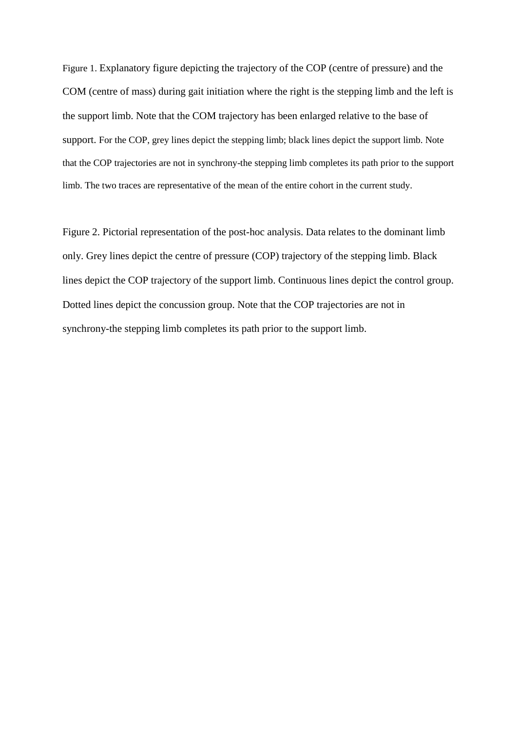Figure 1. Explanatory figure depicting the trajectory of the COP (centre of pressure) and the COM (centre of mass) during gait initiation where the right is the stepping limb and the left is the support limb. Note that the COM trajectory has been enlarged relative to the base of support. For the COP, grey lines depict the stepping limb; black lines depict the support limb. Note that the COP trajectories are not in synchrony-the stepping limb completes its path prior to the support limb. The two traces are representative of the mean of the entire cohort in the current study.

Figure 2. Pictorial representation of the post-hoc analysis. Data relates to the dominant limb only. Grey lines depict the centre of pressure (COP) trajectory of the stepping limb. Black lines depict the COP trajectory of the support limb. Continuous lines depict the control group. Dotted lines depict the concussion group. Note that the COP trajectories are not in synchrony-the stepping limb completes its path prior to the support limb.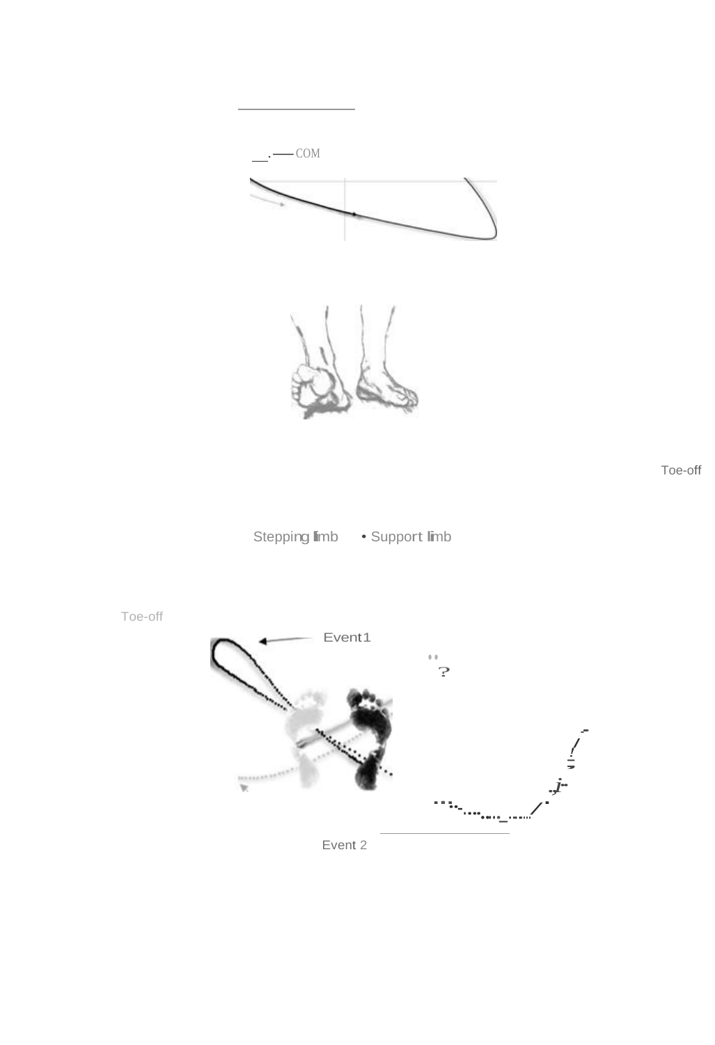COM

Toe-off

Stepping limb • Support limb

Toe-off

Event1

Event 2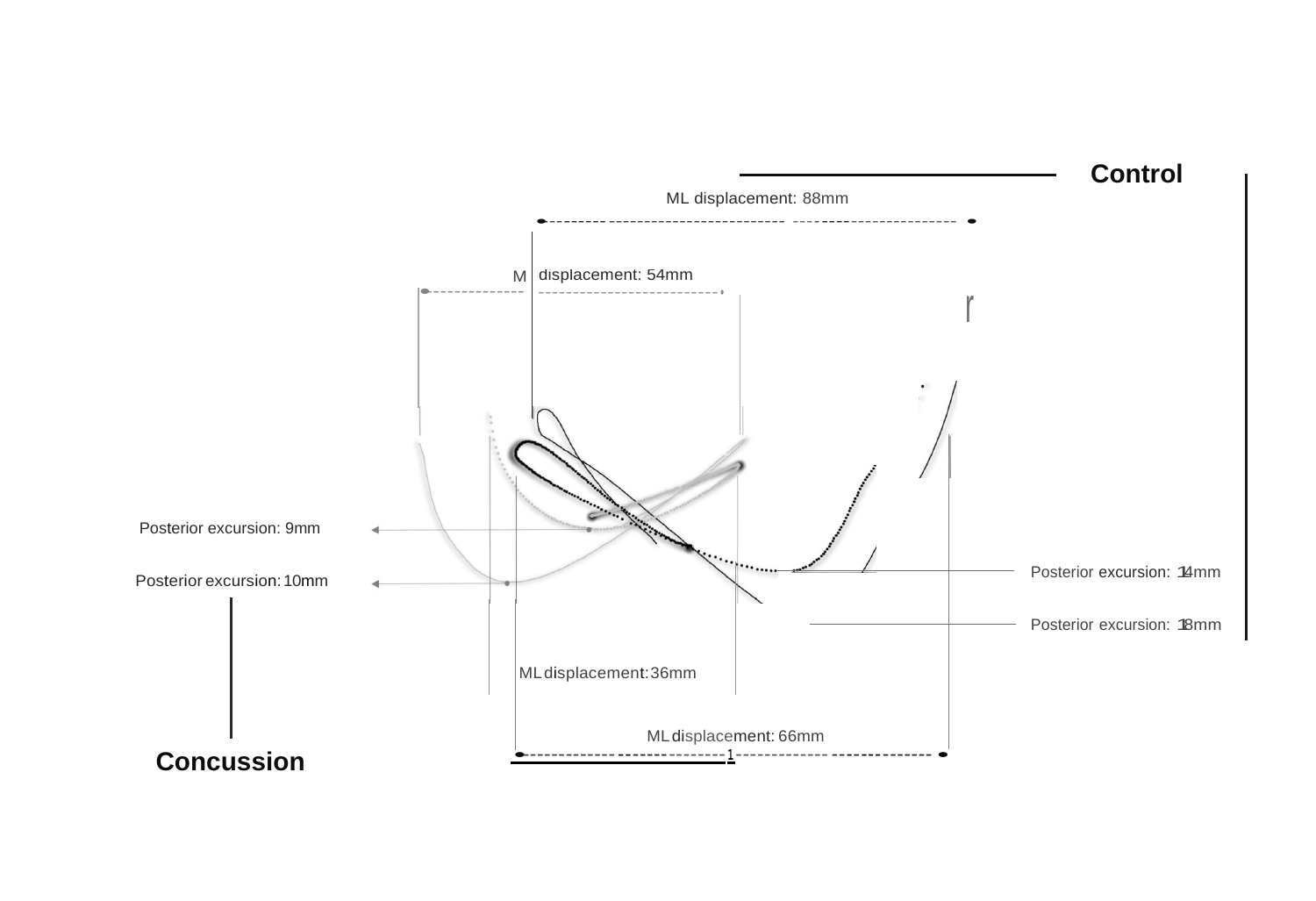Control

ML displacement: 88mm

ML displacement: 54mm

Posterior excursion: 9mm

Posterior excursion: 10mm

Posterior excursion: 14mm

Posterior excursion: 18mm

ML displacement: 36mm

ML displacement: 66mm

Concussion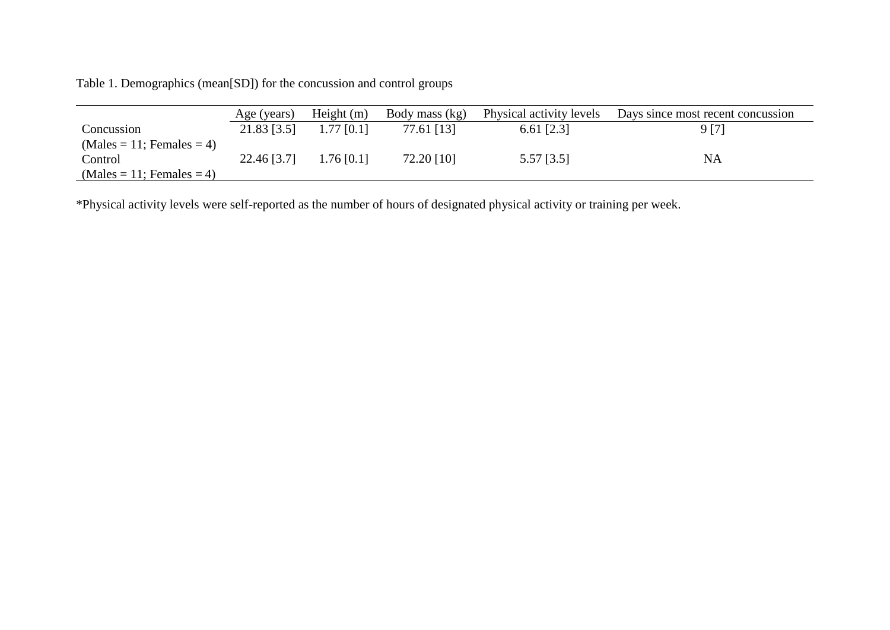Table 1. Demographics (mean[SD]) for the concussion and control groups

| | Age (years) | Height (m) | Body mass (kg) | Physical activity levels | Days since most recent concussion |
|---|---|---|---|---|---|
| Concussion (Males = 11; Females = 4) | 21.83 [3.5] | 1.77 [0.1] | 77.61 [13] | 6.61 [2.3] | 9 [7] |
| Control (Males = 11; Females = 4) | 22.46 [3.7] | 1.76 [0.1] | 72.20 [10] | 5.57 [3.5] | NA |

*Physical activity levels were self-reported as the number of hours of designated physical activity or training per week.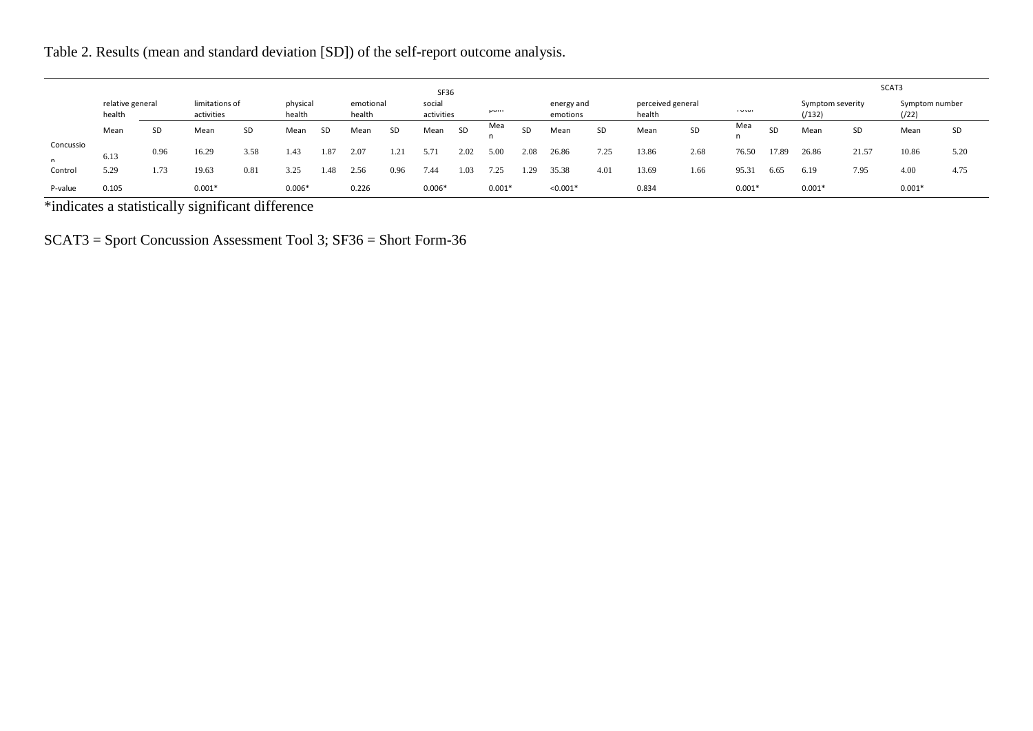Table 2. Results (mean and standard deviation [SD]) of the self-report outcome analysis.

| | SF36 | | | | | | | | | | | | | | | | | | SCAT3 | | | |
|---|---|---|---|---|---|---|---|---|---|---|---|---|---|---|---|---|---|---|---|---|---|---|
| | relative general health | | limitations of activities | | physical health | | emotional health | | social activities | | pain | | energy and emotions | | perceived general health | | Total | | Symptom severity (/132) | | Symptom number (/22) | |
| | Mean | SD | Mean | SD | Mean | SD | Mean | SD | Mean | SD | Mean | SD | Mean | SD | Mean | SD | Mean | SD | Mean | SD | Mean | SD |
| Concussion | 6.13 | 0.96 | 16.29 | 3.58 | 1.43 | 1.87 | 2.07 | 1.21 | 5.71 | 2.02 | 5.00 | 2.08 | 26.86 | 7.25 | 13.86 | 2.68 | 76.50 | 17.89 | 26.86 | 21.57 | 10.86 | 5.20 |
| Control | 5.29 | 1.73 | 19.63 | 0.81 | 3.25 | 1.48 | 2.56 | 0.96 | 7.44 | 1.03 | 7.25 | 1.29 | 35.38 | 4.01 | 13.69 | 1.66 | 95.31 | 6.65 | 6.19 | 7.95 | 4.00 | 4.75 |
| P-value | 0.105 | | 0.001* | | 0.006* | | 0.226 | | 0.006* | | 0.001* | | <0.001* | | 0.834 | | 0.001* | | 0.001* | | 0.001* | |

*indicates a statistically significant difference

SCAT3 = Sport Concussion Assessment Tool 3; SF36 = Short Form-36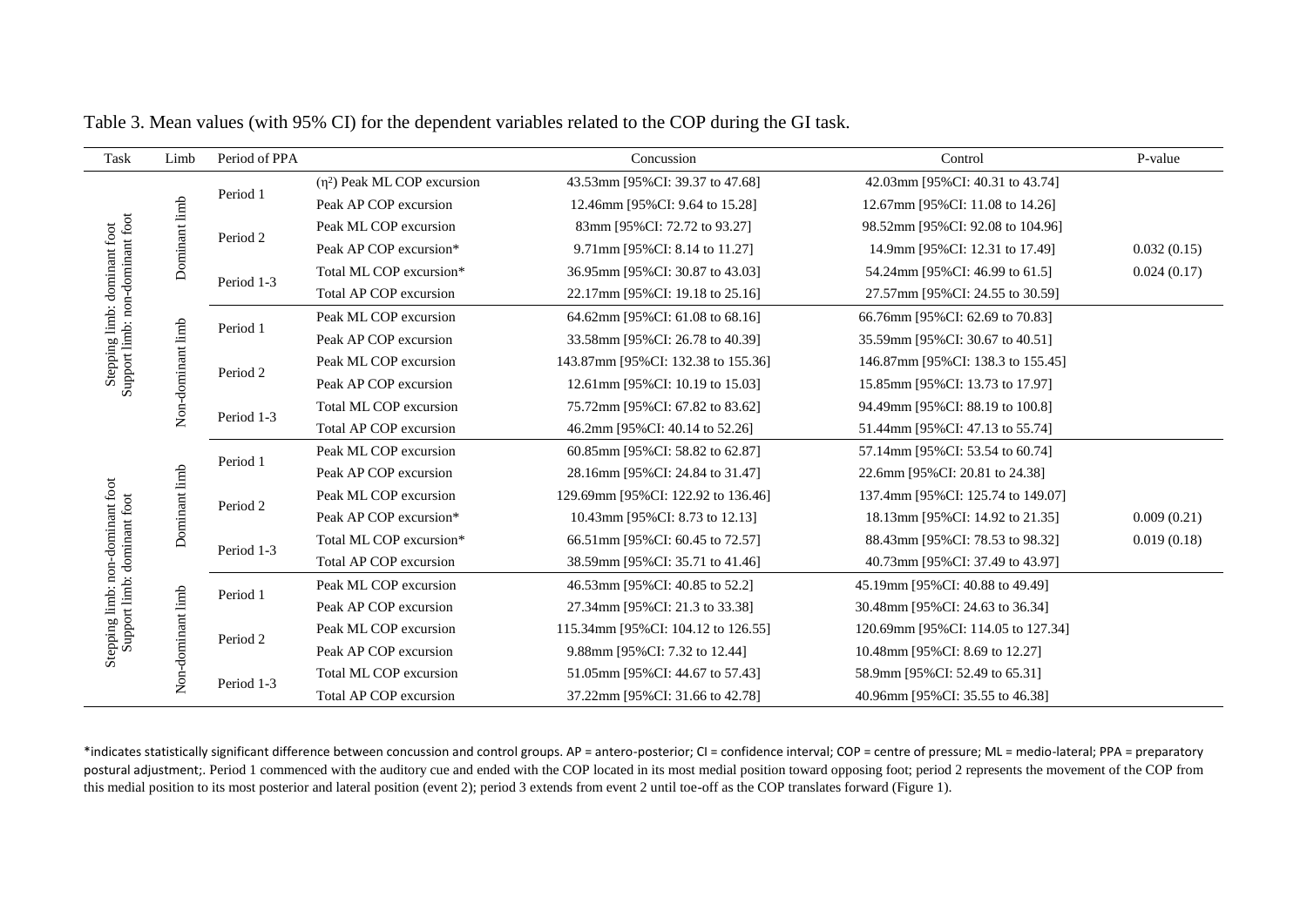Table 3. Mean values (with 95% CI) for the dependent variables related to the COP during the GI task.

| Task | Limb | Period of PPA | | Concussion | Control | P-value |
|---|---|---|---|---|---|---|
| Stepping limb: dominant foot Support limb: non-dominant foot | Dominant limb | Period 1 | ($\eta^2$) Peak ML COP excursion | 43.53mm [95%CI: 39.37 to 47.68] | 42.03mm [95%CI: 40.31 to 43.74] | |
| | | | Peak AP COP excursion | 12.46mm [95%CI: 9.64 to 15.28] | 12.67mm [95%CI: 11.08 to 14.26] | |
| | | Period 2 | Peak ML COP excursion | 83mm [95%CI: 72.72 to 93.27] | 98.52mm [95%CI: 92.08 to 104.96] | |
| | | | Peak AP COP excursion* | 9.71mm [95%CI: 8.14 to 11.27] | 14.9mm [95%CI: 12.31 to 17.49] | 0.032 (0.15) |
| | | Period 1-3 | Total ML COP excursion* | 36.95mm [95%CI: 30.87 to 43.03] | 54.24mm [95%CI: 46.99 to 61.5] | 0.024 (0.17) |
| | | | Total AP COP excursion | 22.17mm [95%CI: 19.18 to 25.16] | 27.57mm [95%CI: 24.55 to 30.59] | |
| | Non-dominant limb | Period 1 | Peak ML COP excursion | 64.62mm [95%CI: 61.08 to 68.16] | 66.76mm [95%CI: 62.69 to 70.83] | |
| | | | Peak AP COP excursion | 33.58mm [95%CI: 26.78 to 40.39] | 35.59mm [95%CI: 30.67 to 40.51] | |
| | | Period 2 | Peak ML COP excursion | 143.87mm [95%CI: 132.38 to 155.36] | 146.87mm [95%CI: 138.3 to 155.45] | |
| | | | Peak AP COP excursion | 12.61mm [95%CI: 10.19 to 15.03] | 15.85mm [95%CI: 13.73 to 17.97] | |
| | | Period 1-3 | Total ML COP excursion | 75.72mm [95%CI: 67.82 to 83.62] | 94.49mm [95%CI: 88.19 to 100.8] | |
| | | | Total AP COP excursion | 46.2mm [95%CI: 40.14 to 52.26] | 51.44mm [95%CI: 47.13 to 55.74] | |
| Stepping limb: non-dominant foot Support limb: dominant foot | Dominant limb | Period 1 | Peak ML COP excursion | 60.85mm [95%CI: 58.82 to 62.87] | 57.14mm [95%CI: 53.54 to 60.74] | |
| | | | Peak AP COP excursion | 28.16mm [95%CI: 24.84 to 31.47] | 22.6mm [95%CI: 20.81 to 24.38] | |
| | | Period 2 | Peak ML COP excursion | 129.69mm [95%CI: 122.92 to 136.46] | 137.4mm [95%CI: 125.74 to 149.07] | |
| | | | Peak AP COP excursion* | 10.43mm [95%CI: 8.73 to 12.13] | 18.13mm [95%CI: 14.92 to 21.35] | 0.009 (0.21) |
| | | Period 1-3 | Total ML COP excursion* | 66.51mm [95%CI: 60.45 to 72.57] | 88.43mm [95%CI: 78.53 to 98.32] | 0.019 (0.18) |
| | | | Total AP COP excursion | 38.59mm [95%CI: 35.71 to 41.46] | 40.73mm [95%CI: 37.49 to 43.97] | |
| | Non-dominant limb | Period 1 | Peak ML COP excursion | 46.53mm [95%CI: 40.85 to 52.2] | 45.19mm [95%CI: 40.88 to 49.49] | |
| | | | Peak AP COP excursion | 27.34mm [95%CI: 21.3 to 33.38] | 30.48mm [95%CI: 24.63 to 36.34] | |
| | | Period 2 | Peak ML COP excursion | 115.34mm [95%CI: 104.12 to 126.55] | 120.69mm [95%CI: 114.05 to 127.34] | |
| | | | Peak AP COP excursion | 9.88mm [95%CI: 7.32 to 12.44] | 10.48mm [95%CI: 8.69 to 12.27] | |
| | | Period 1-3 | Total ML COP excursion | 51.05mm [95%CI: 44.67 to 57.43] | 58.9mm [95%CI: 52.49 to 65.31] | |
| | | | Total AP COP excursion | 37.22mm [95%CI: 31.66 to 42.78] | 40.96mm [95%CI: 35.55 to 46.38] | |

*indicates statistically significant difference between concussion and control groups. AP = antero-posterior; CI = confidence interval; COP = centre of pressure; ML = medio-lateral; PPA = preparatory postural adjustment;. Period 1 commenced with the auditory cue and ended with the COP located in its most medial position toward opposing foot; period 2 represents the movement of the COP from this medial position to its most posterior and lateral position (event 2); period 3 extends from event 2 until toe-off as the COP translates forward (Figure 1).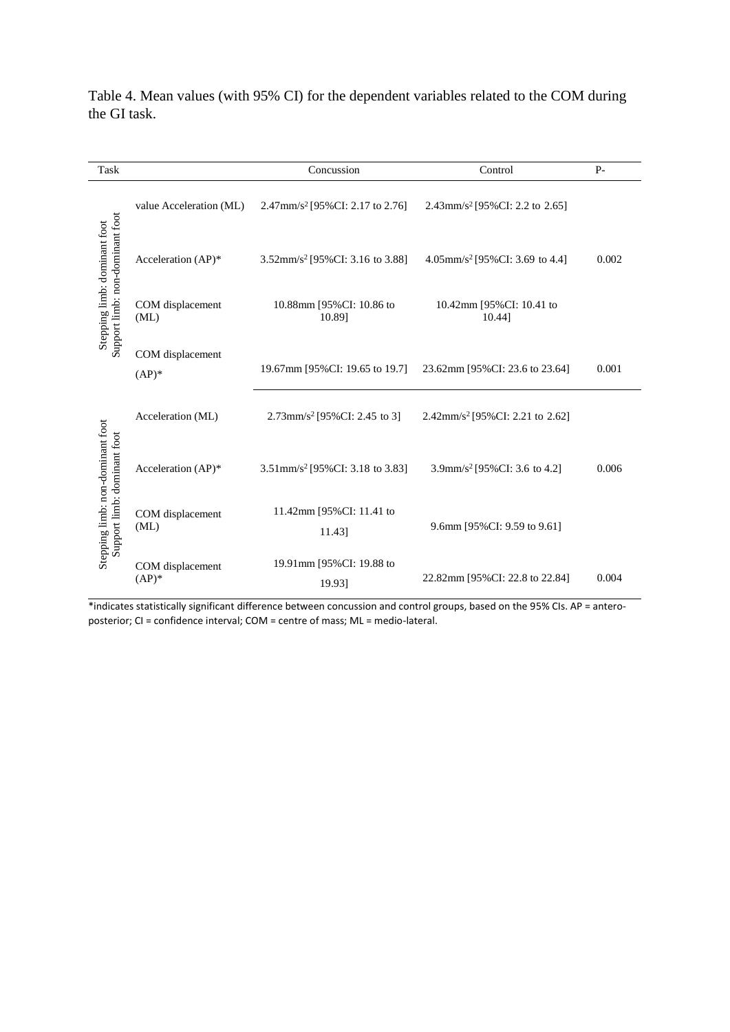Table 4. Mean values (with 95% CI) for the dependent variables related to the COM during the GI task.

| Task | | Concussion | Control | P-value |
|---|---|---|---|---|
| Stepping limb: dominant foot Support limb: non-dominant foot | Acceleration (ML) | 2.47mm/s$^2$ [95%CI: 2.17 to 2.76] | 2.43mm/s$^2$ [95%CI: 2.2 to 2.65] | |
| | Acceleration (AP)* | 3.52mm/s$^2$ [95%CI: 3.16 to 3.88] | 4.05mm/s$^2$ [95%CI: 3.69 to 4.4] | 0.002 |
| | COM displacement (ML) | 10.88mm [95%CI: 10.86 to 10.89] | 10.42mm [95%CI: 10.41 to 10.44] | |
| | COM displacement (AP)* | 19.67mm [95%CI: 19.65 to 19.7] | 23.62mm [95%CI: 23.6 to 23.64] | 0.001 |
| Stepping limb: non-dominant foot Support limb: dominant foot | Acceleration (ML) | 2.73mm/s$^2$ [95%CI: 2.45 to 3] | 2.42mm/s$^2$ [95%CI: 2.21 to 2.62] | |
| | Acceleration (AP)* | 3.51mm/s$^2$ [95%CI: 3.18 to 3.83] | 3.9mm/s$^2$ [95%CI: 3.6 to 4.2] | 0.006 |
| | COM displacement (ML) | 11.42mm [95%CI: 11.41 to 11.43] | 9.6mm [95%CI: 9.59 to 9.61] | |
| | COM displacement (AP)* | 19.91mm [95%CI: 19.88 to 19.93] | 22.82mm [95%CI: 22.8 to 22.84] | 0.004 |

*indicates statistically significant difference between concussion and control groups, based on the 95% CIs. AP = antero-posterior; CI = confidence interval; COM = centre of mass; ML = medio-lateral.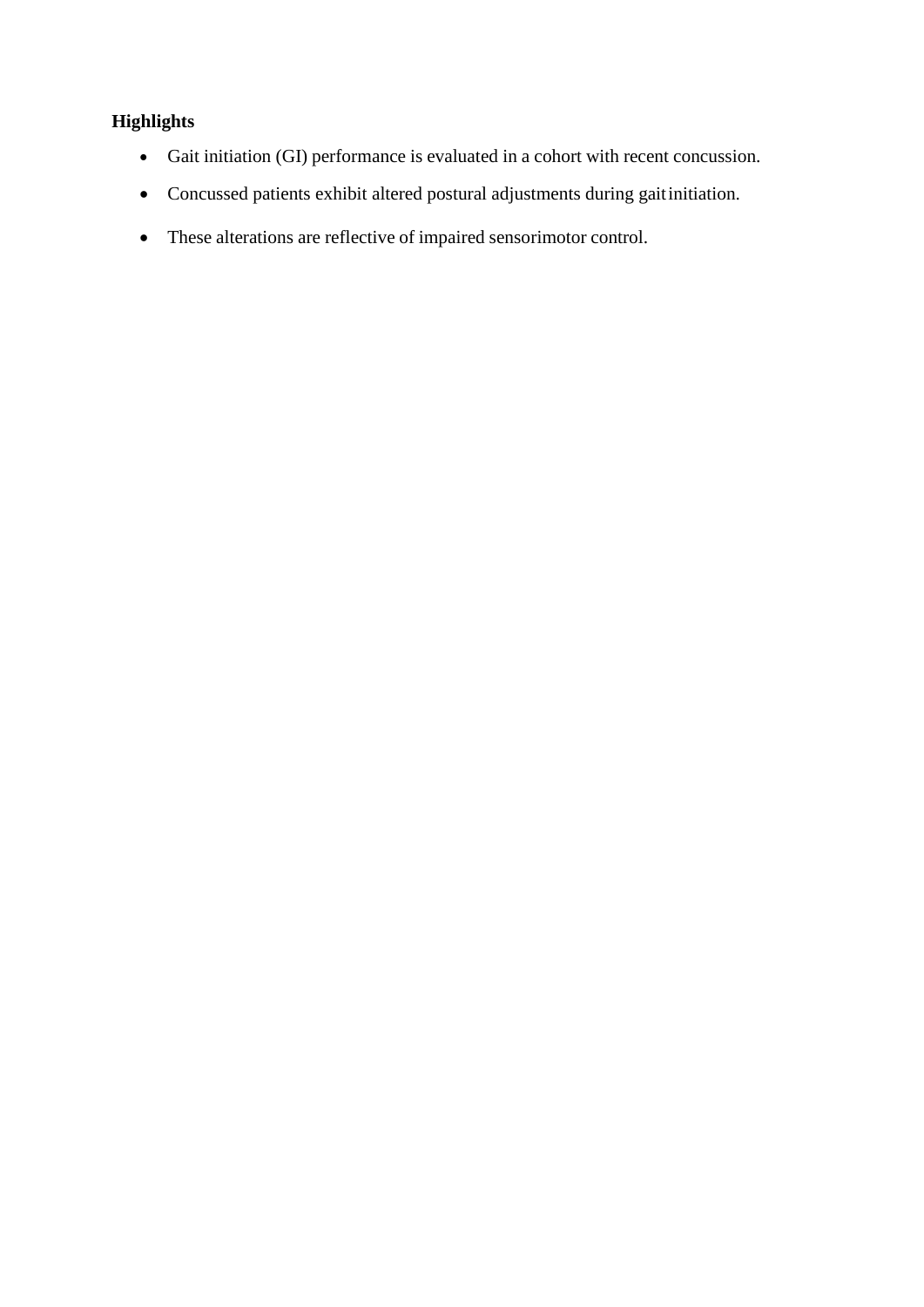**Highlights**

- Gait initiation (GI) performance is evaluated in a cohort with recent concussion.
- Concussed patients exhibit altered postural adjustments during gait initiation.
- These alterations are reflective of impaired sensorimotor control.